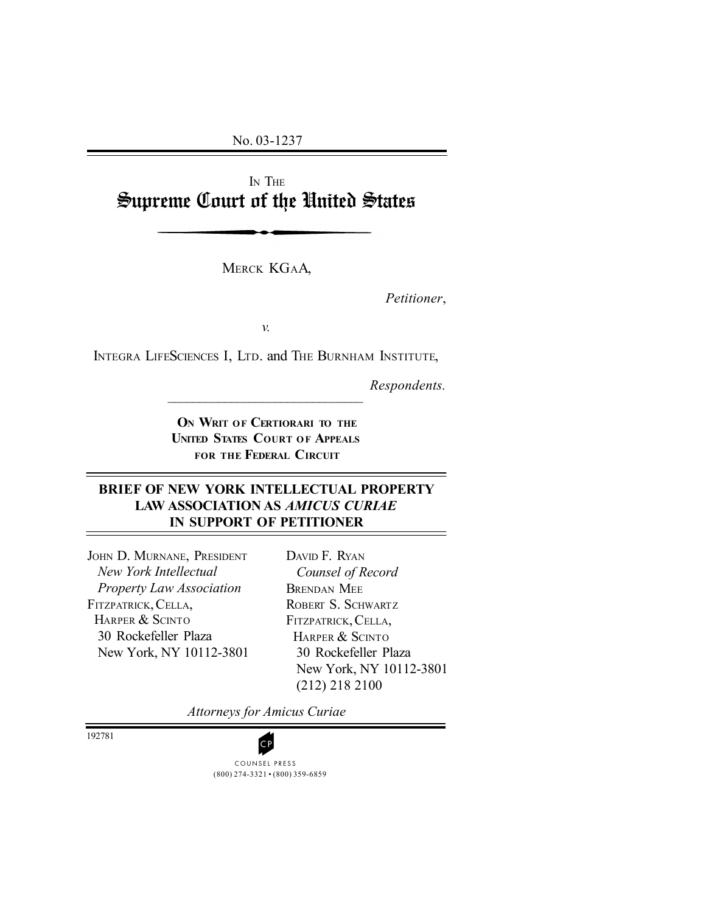No. 03-1237

IN THE

# Supreme Court of the United States

MERCK KGAA,

*Petitioner*,

*v.*

INTEGRA LIFESCIENCES I, LTD. and THE BURNHAM INSTITUTE,

*Respondents.*

**ON WRIT OF CERTIORARI TO THE UNITED STATES COURT OF APPEALS FOR THE FEDERAL CIRCUIT**

## BRIEF OF NEW YORK INTELLECTUAL PROPERTY LAW ASSOCIATION AS *AMICUS CURIAE* IN SUPPORT OF PETITIONER

JOHN D. MURNANE, PRESIDENT
*New York Intellectual Property Law Association*
FITZPATRICK, CELLA, HARPER & SCINTO
30 Rockefeller Plaza
New York, NY 10112-3801

DAVID F. RYAN
*Counsel of Record*
BRENDAN MEE
ROBERT S. SCHWARTZ
FITZPATRICK, CELLA, HARPER & SCINTO
30 Rockefeller Plaza
New York, NY 10112-3801
(212) 218 2100

*Attorneys for Amicus Curiae*

192781

COUNSEL PRESS
(800) 274-3321 • (800) 359-6859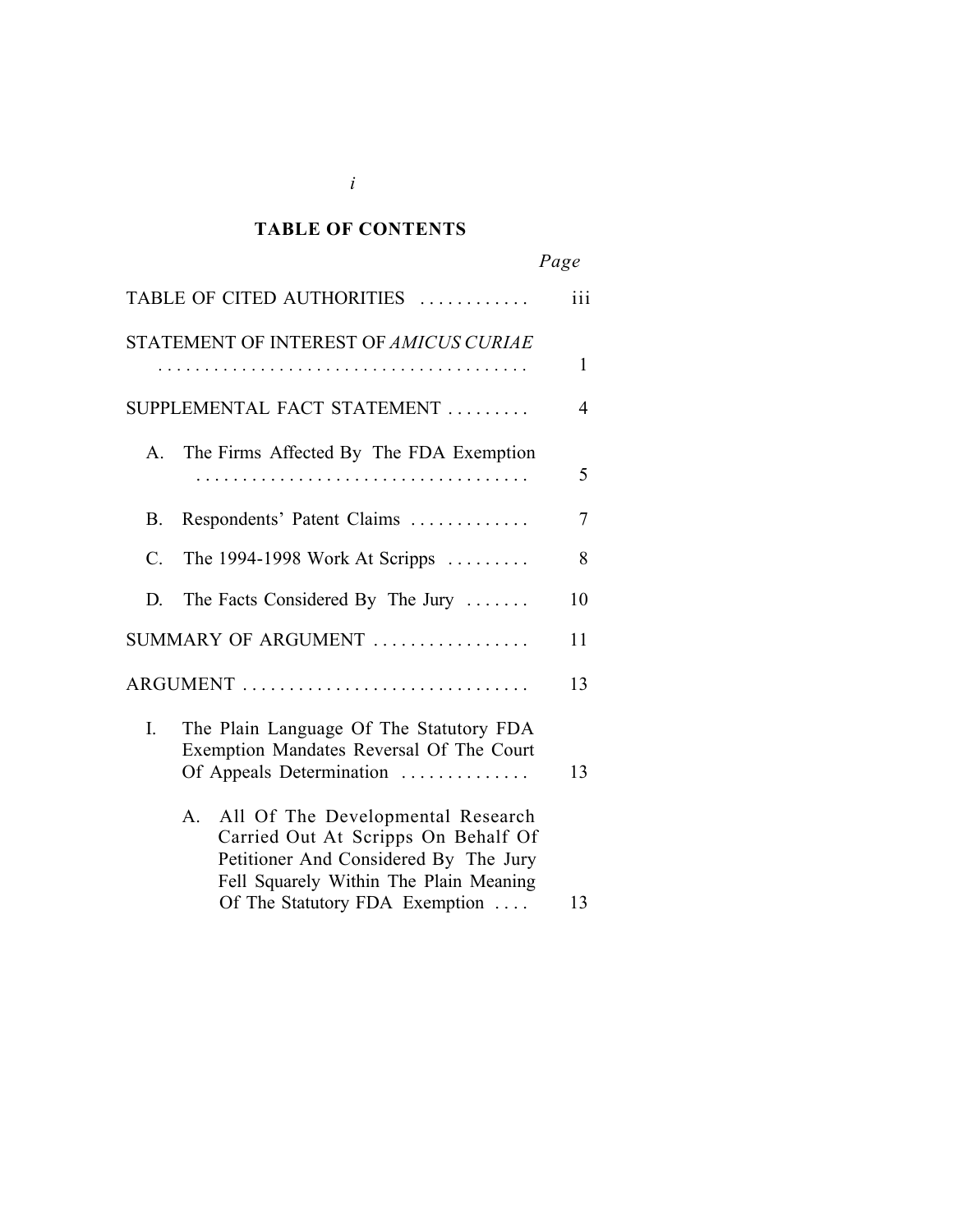## TABLE OF CONTENTS

| | Page |
|---|---|
| TABLE OF CITED AUTHORITIES | iii |
| STATEMENT OF INTEREST OF *AMICUS CURIAE* | 1 |
| SUPPLEMENTAL FACT STATEMENT | 4 |
| A. The Firms Affected By The FDA Exemption | 5 |
| B. Respondents' Patent Claims | 7 |
| C. The 1994-1998 Work At Scripps | 8 |
| D. The Facts Considered By The Jury | 10 |
| SUMMARY OF ARGUMENT | 11 |
| ARGUMENT | 13 |
| I. The Plain Language Of The Statutory FDA Exemption Mandates Reversal Of The Court Of Appeals Determination | 13 |
| A. All Of The Developmental Research Carried Out At Scripps On Behalf Of Petitioner And Considered By The Jury Fell Squarely Within The Plain Meaning Of The Statutory FDA Exemption | 13 |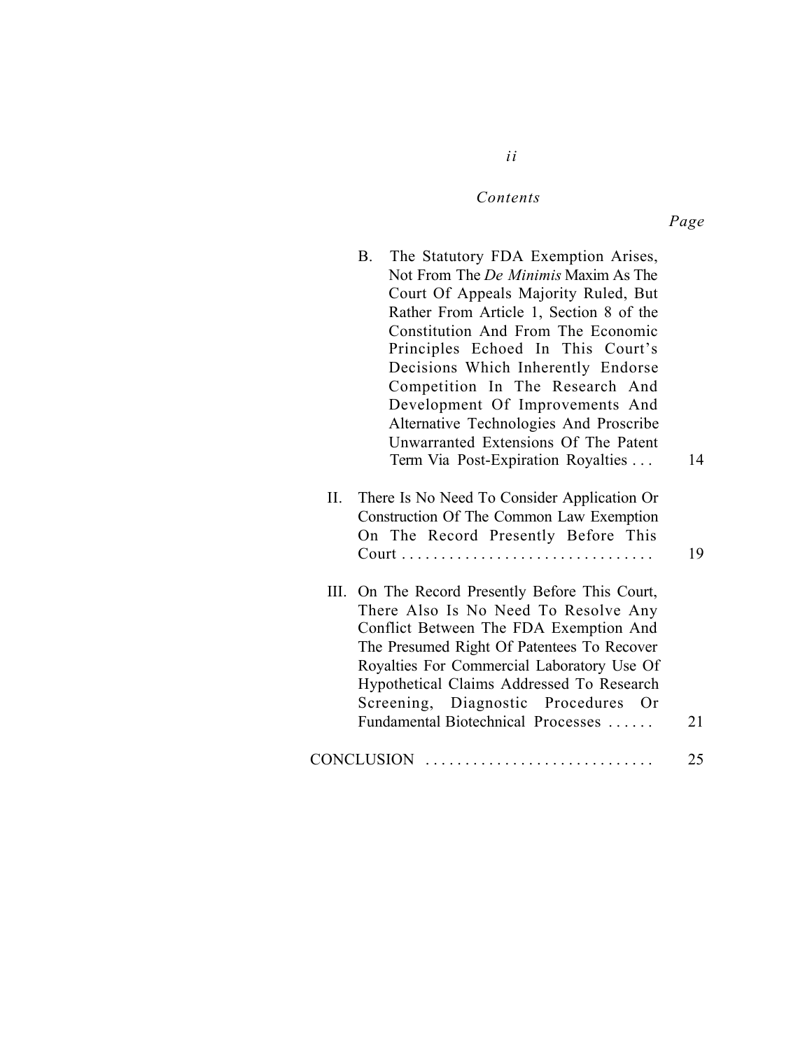*Contents*

*Page*

B. The Statutory FDA Exemption Arises, Not From The *De Minimis* Maxim As The Court Of Appeals Majority Ruled, But Rather From Article 1, Section 8 of the Constitution And From The Economic Principles Echoed In This Court's Decisions Which Inherently Endorse Competition In The Research And Development Of Improvements And Alternative Technologies And Proscribe Unwarranted Extensions Of The Patent Term Via Post-Expiration Royalties . . . 14

II. There Is No Need To Consider Application Or Construction Of The Common Law Exemption On The Record Presently Before This Court . . . . . . . . . . . . . . . . . . . . . . . . . . . . . . . . 19

III. On The Record Presently Before This Court, There Also Is No Need To Resolve Any Conflict Between The FDA Exemption And The Presumed Right Of Patentees To Recover Royalties For Commercial Laboratory Use Of Hypothetical Claims Addressed To Research Screening, Diagnostic Procedures Or Fundamental Biotechnical Processes . . . . . . 21

CONCLUSION . . . . . . . . . . . . . . . . . . . . . . . . . . . . . 25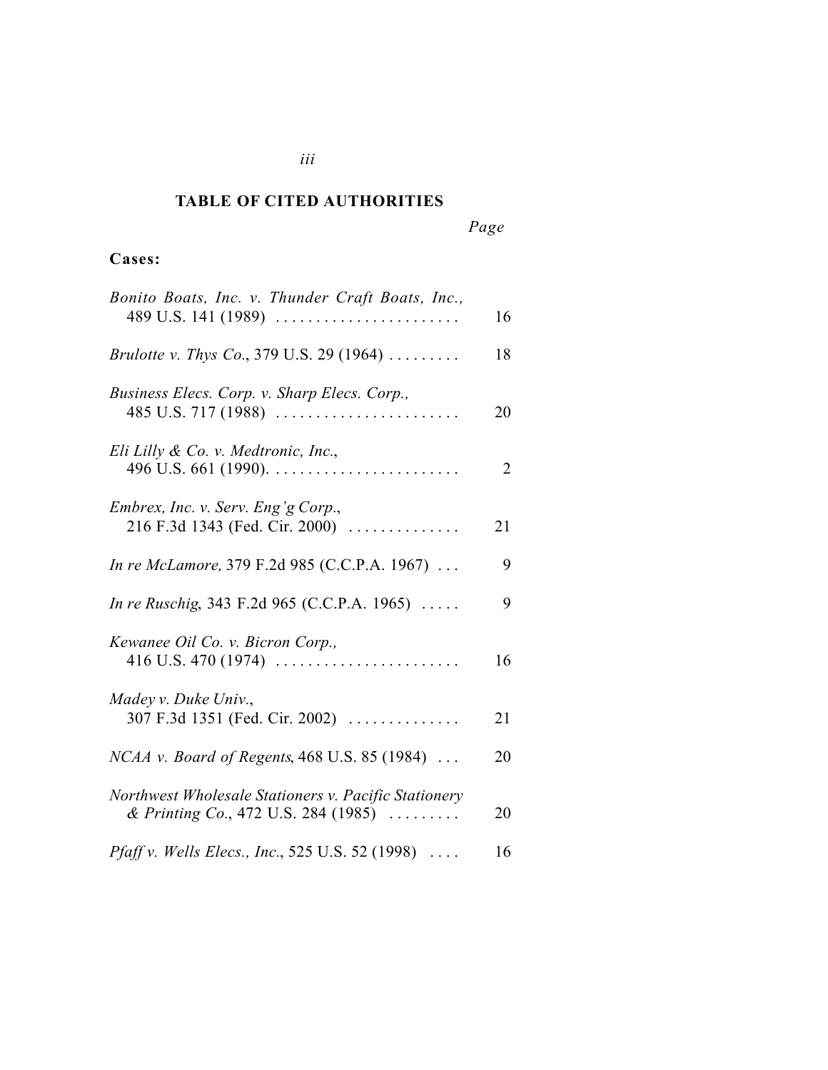## TABLE OF CITED AUTHORITIES

| | *Page* |
|---|---|
| **Cases:** | |
| *Bonito Boats, Inc. v. Thunder Craft Boats, Inc.*, 489 U.S. 141 (1989) | 16 |
| *Brulotte v. Thys Co.*, 379 U.S. 29 (1964) | 18 |
| *Business Elecs. Corp. v. Sharp Elecs. Corp.*, 485 U.S. 717 (1988) | 20 |
| *Eli Lilly & Co. v. Medtronic, Inc.*, 496 U.S. 661 (1990). | 2 |
| *Embrex, Inc. v. Serv. Eng'g Corp.*, 216 F.3d 1343 (Fed. Cir. 2000) | 21 |
| *In re McLamore,* 379 F.2d 985 (C.C.P.A. 1967) | 9 |
| *In re Ruschig,* 343 F.2d 965 (C.C.P.A. 1965) | 9 |
| *Kewanee Oil Co. v. Bicron Corp.*, 416 U.S. 470 (1974) | 16 |
| *Madey v. Duke Univ.*, 307 F.3d 1351 (Fed. Cir. 2002) | 21 |
| *NCAA v. Board of Regents*, 468 U.S. 85 (1984) | 20 |
| *Northwest Wholesale Stationers v. Pacific Stationery & Printing Co.*, 472 U.S. 284 (1985) | 20 |
| *Pfaff v. Wells Elecs., Inc.*, 525 U.S. 52 (1998) | 16 |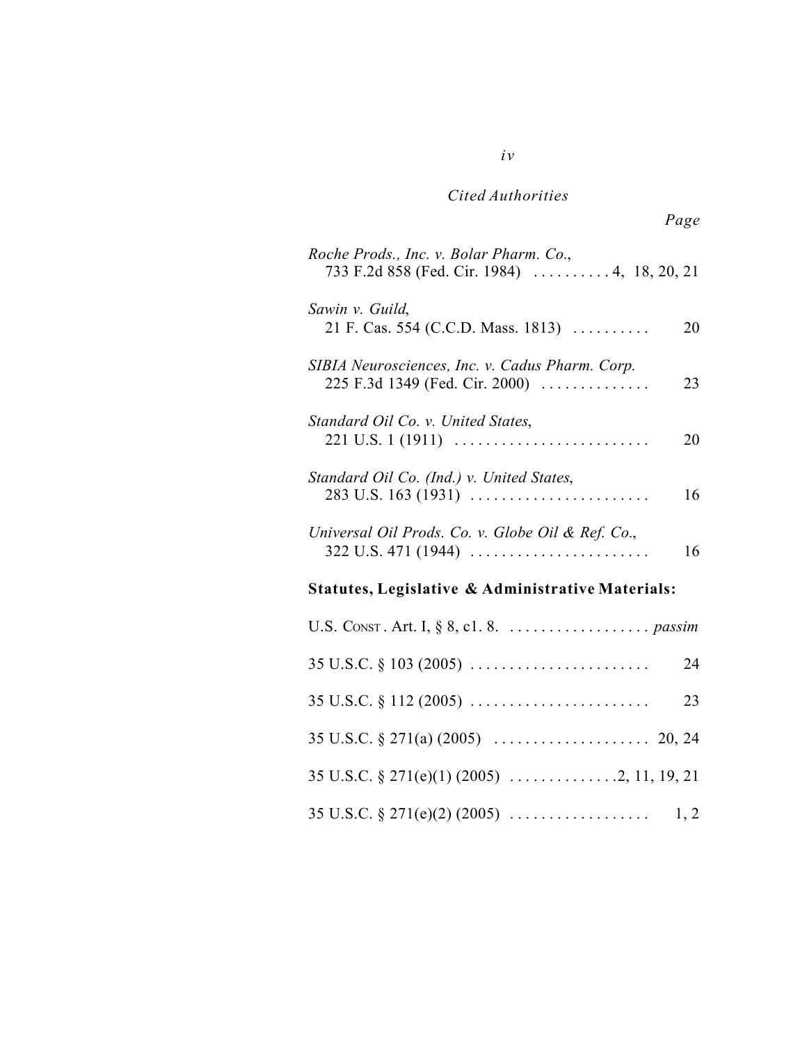*Cited Authorities*

*Page*

*Roche Prods., Inc. v. Bolar Pharm. Co.*,
733 F.2d 858 (Fed. Cir. 1984) . . . . . . . . . . 4, 18, 20, 21

*Sawin v. Guild*,
21 F. Cas. 554 (C.C.D. Mass. 1813) . . . . . . . . . . 20

*SIBIA Neurosciences, Inc. v. Cadus Pharm. Corp.*
225 F.3d 1349 (Fed. Cir. 2000) . . . . . . . . . . . . . . 23

*Standard Oil Co. v. United States*,
221 U.S. 1 (1911) . . . . . . . . . . . . . . . . . . . . . . . . . 20

*Standard Oil Co. (Ind.) v. United States*,
283 U.S. 163 (1931) . . . . . . . . . . . . . . . . . . . . . . . 16

*Universal Oil Prods. Co. v. Globe Oil & Ref. Co.*,
322 U.S. 471 (1944) . . . . . . . . . . . . . . . . . . . . . . . 16

**Statutes, Legislative & Administrative Materials:**

U.S. Const. Art. I, § 8, c1. 8. . . . . . . . . . . . . . . . . . . *passim*

35 U.S.C. § 103 (2005) . . . . . . . . . . . . . . . . . . . . . . . 24

35 U.S.C. § 112 (2005) . . . . . . . . . . . . . . . . . . . . . . . 23

35 U.S.C. § 271(a) (2005) . . . . . . . . . . . . . . . . . . . . 20, 24

35 U.S.C. § 271(e)(1) (2005) . . . . . . . . . . . . . .2, 11, 19, 21

35 U.S.C. § 271(e)(2) (2005) . . . . . . . . . . . . . . . . . . 1, 2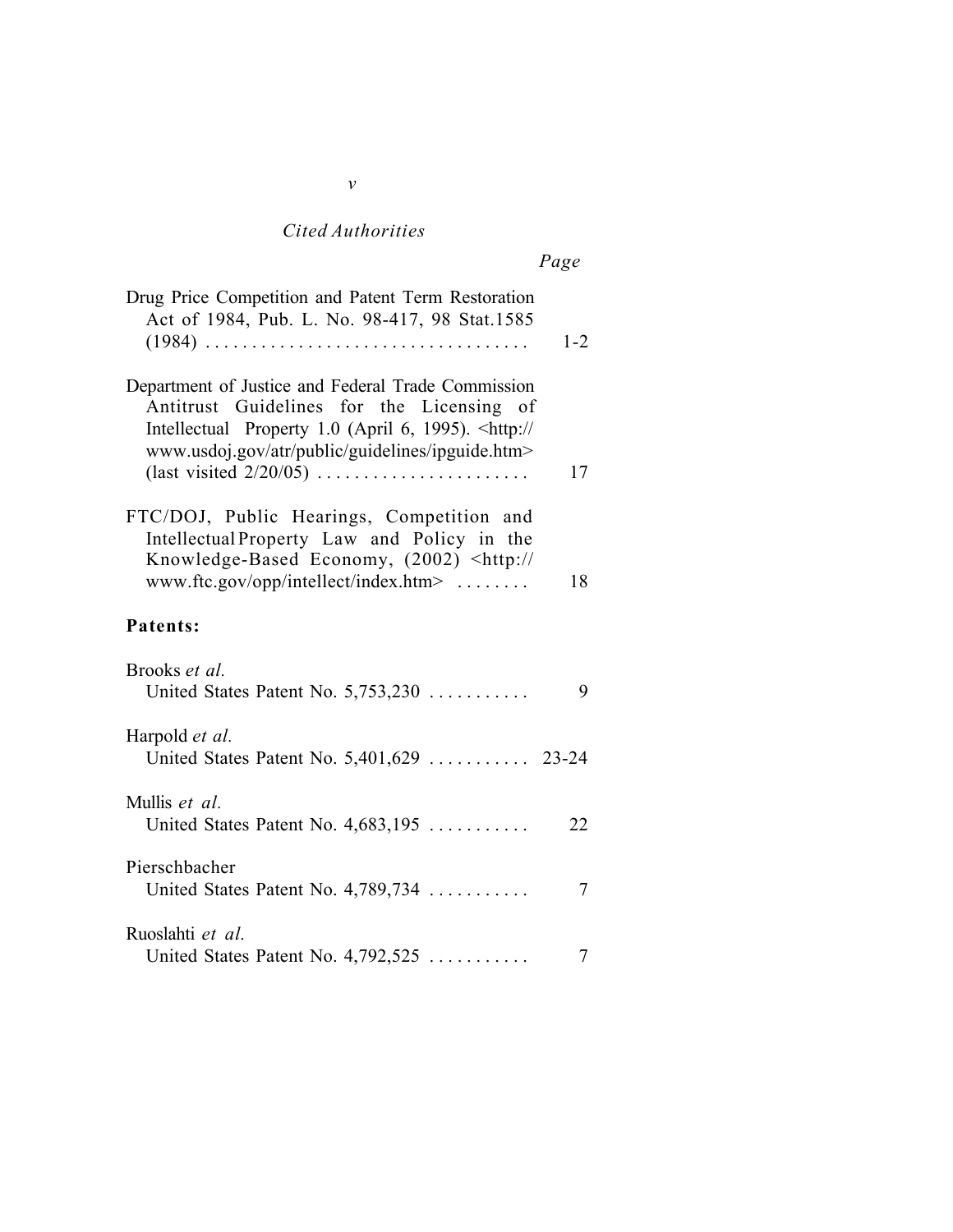*Cited Authorities*

*Page*

Drug Price Competition and Patent Term Restoration Act of 1984, Pub. L. No. 98-417, 98 Stat.1585 (1984) . . . . . . . . . . . . . . . . . . . . . . . . . . . . . . . . . . 1-2

Department of Justice and Federal Trade Commission Antitrust Guidelines for the Licensing of Intellectual Property 1.0 (April 6, 1995). <http://www.usdoj.gov/atr/public/guidelines/ipguide.htm> (last visited 2/20/05) . . . . . . . . . . . . . . . . . . . . . . . 17

FTC/DOJ, Public Hearings, Competition and Intellectual Property Law and Policy in the Knowledge-Based Economy, (2002) <http://www.ftc.gov/opp/intellect/index.htm> . . . . . . . . 18

**Patents:**

Brooks *et al.*
United States Patent No. 5,753,230 . . . . . . . . . . . 9

Harpold *et al.*
United States Patent No. 5,401,629 . . . . . . . . . . . 23-24

Mullis *et al.*
United States Patent No. 4,683,195 . . . . . . . . . . . 22

Pierschbacher
United States Patent No. 4,789,734 . . . . . . . . . . . 7

Ruoslahti *et al.*
United States Patent No. 4,792,525 . . . . . . . . . . . 7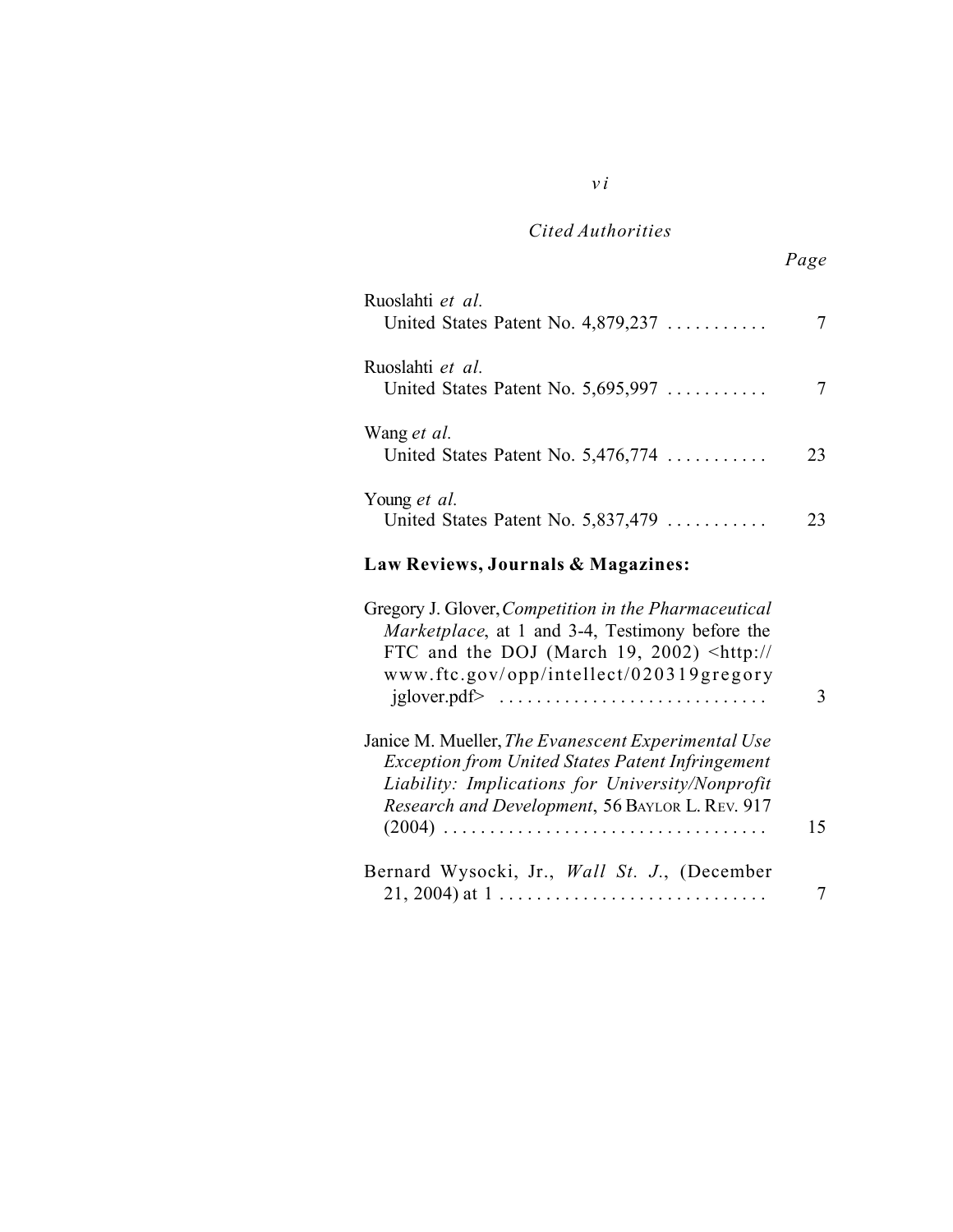*Cited Authorities*

Page

Ruoslahti *et al.*
United States Patent No. 4,879,237 . . . . . . . . . . . 7

Ruoslahti *et al.*
United States Patent No. 5,695,997 . . . . . . . . . . . 7

Wang *et al.*
United States Patent No. 5,476,774 . . . . . . . . . . . 23

Young *et al.*
United States Patent No. 5,837,479 . . . . . . . . . . . 23

**Law Reviews, Journals & Magazines:**

Gregory J. Glover, *Competition in the Pharmaceutical Marketplace*, at 1 and 3-4, Testimony before the FTC and the DOJ (March 19, 2002) <http://www.ftc.gov/opp/intellect/020319gregoryjglover.pdf> . . . . . . . . . . . . . . . . . . . . . . . . . . . . . 3

Janice M. Mueller, *The Evanescent Experimental Use Exception from United States Patent Infringement Liability: Implications for University/Nonprofit Research and Development*, 56 Baylor L. Rev. 917 (2004) . . . . . . . . . . . . . . . . . . . . . . . . . . . . . . . . . . 15

Bernard Wysocki, Jr., *Wall St. J.*, (December 21, 2004) at 1 . . . . . . . . . . . . . . . . . . . . . . . . . . . . 7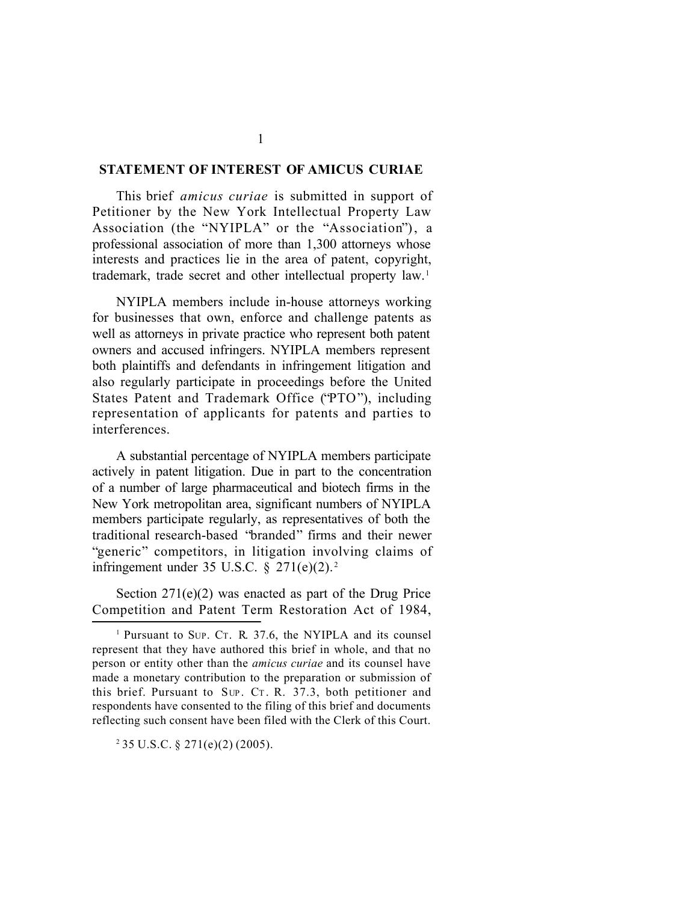## STATEMENT OF INTEREST OF AMICUS CURIAE

This brief *amicus curiae* is submitted in support of Petitioner by the New York Intellectual Property Law Association (the "NYIPLA" or the "Association"), a professional association of more than 1,300 attorneys whose interests and practices lie in the area of patent, copyright, trademark, trade secret and other intellectual property law.[1]

NYIPLA members include in-house attorneys working for businesses that own, enforce and challenge patents as well as attorneys in private practice who represent both patent owners and accused infringers. NYIPLA members represent both plaintiffs and defendants in infringement litigation and also regularly participate in proceedings before the United States Patent and Trademark Office ("PTO"), including representation of applicants for patents and parties to interferences.

A substantial percentage of NYIPLA members participate actively in patent litigation. Due in part to the concentration of a number of large pharmaceutical and biotech firms in the New York metropolitan area, significant numbers of NYIPLA members participate regularly, as representatives of both the traditional research-based "branded" firms and their newer "generic" competitors, in litigation involving claims of infringement under 35 U.S.C. § 271(e)(2).[2]

Section 271(e)(2) was enacted as part of the Drug Price Competition and Patent Term Restoration Act of 1984,

---

[1] Pursuant to SUP. CT. R. 37.6, the NYIPLA and its counsel represent that they have authored this brief in whole, and that no person or entity other than the *amicus curiae* and its counsel have made a monetary contribution to the preparation or submission of this brief. Pursuant to SUP. CT. R. 37.3, both petitioner and respondents have consented to the filing of this brief and documents reflecting such consent have been filed with the Clerk of this Court.

[2] 35 U.S.C. § 271(e)(2) (2005).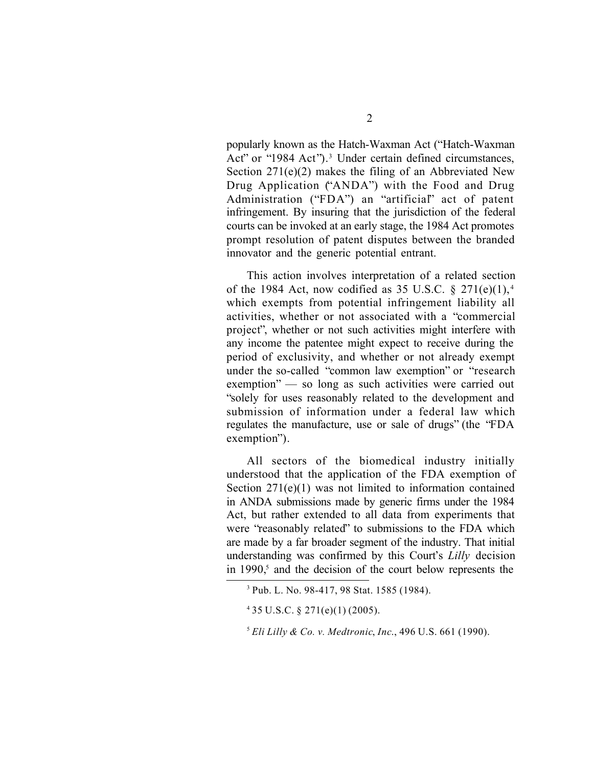popularly known as the Hatch-Waxman Act ("Hatch-Waxman Act" or "1984 Act").[3] Under certain defined circumstances, Section 271(e)(2) makes the filing of an Abbreviated New Drug Application ("ANDA") with the Food and Drug Administration ("FDA") an "artificial" act of patent infringement. By insuring that the jurisdiction of the federal courts can be invoked at an early stage, the 1984 Act promotes prompt resolution of patent disputes between the branded innovator and the generic potential entrant.

This action involves interpretation of a related section of the 1984 Act, now codified as 35 U.S.C. § 271(e)(1),[4] which exempts from potential infringement liability all activities, whether or not associated with a "commercial project", whether or not such activities might interfere with any income the patentee might expect to receive during the period of exclusivity, and whether or not already exempt under the so-called "common law exemption" or "research exemption" — so long as such activities were carried out "solely for uses reasonably related to the development and submission of information under a federal law which regulates the manufacture, use or sale of drugs" (the "FDA exemption").

All sectors of the biomedical industry initially understood that the application of the FDA exemption of Section 271(e)(1) was not limited to information contained in ANDA submissions made by generic firms under the 1984 Act, but rather extended to all data from experiments that were "reasonably related" to submissions to the FDA which are made by a far broader segment of the industry. That initial understanding was confirmed by this Court's *Lilly* decision in 1990,[5] and the decision of the court below represents the

[3] Pub. L. No. 98-417, 98 Stat. 1585 (1984).

[4] 35 U.S.C. § 271(e)(1) (2005).

[5] *Eli Lilly & Co. v. Medtronic*, *Inc*., 496 U.S. 661 (1990).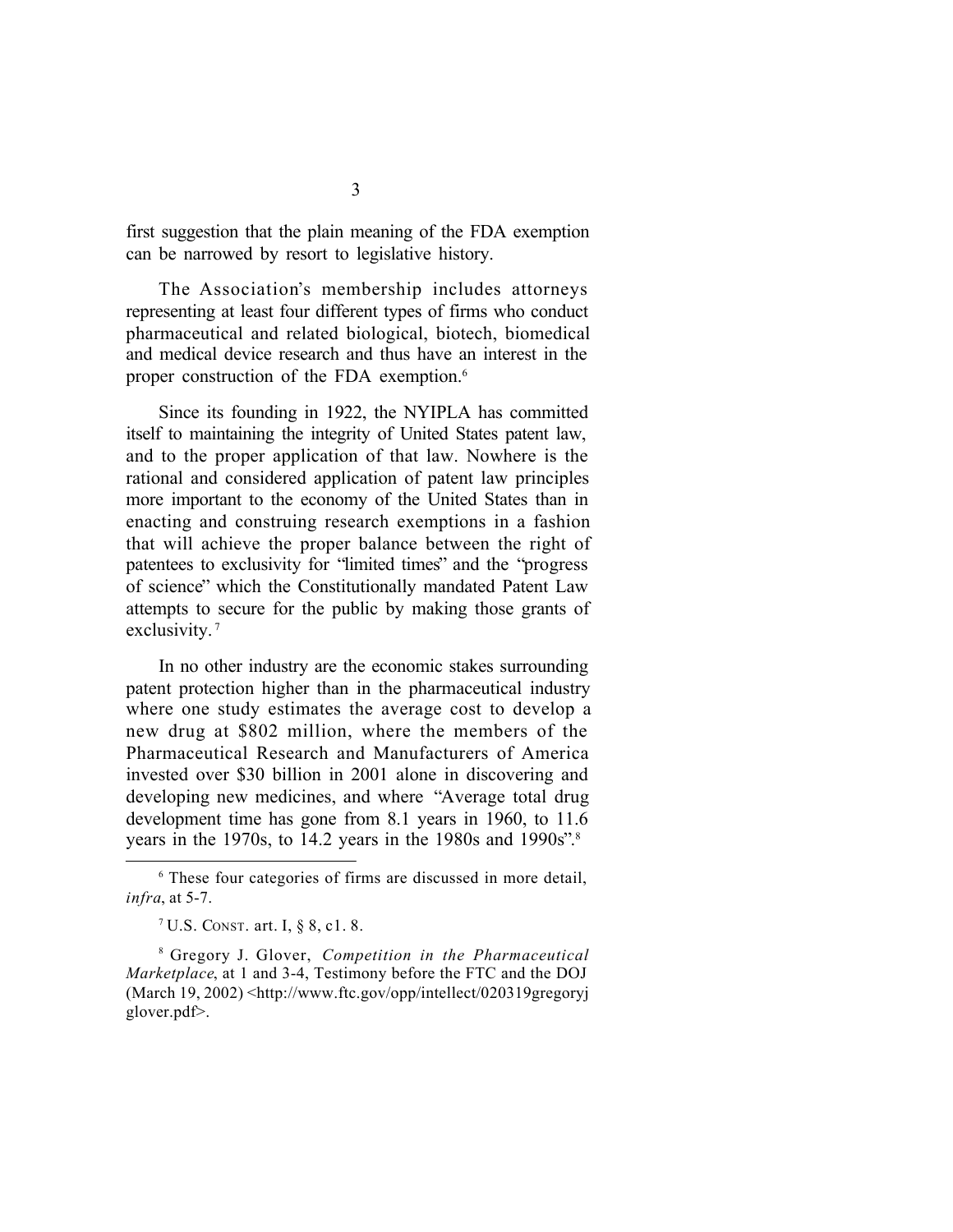first suggestion that the plain meaning of the FDA exemption can be narrowed by resort to legislative history.

The Association's membership includes attorneys representing at least four different types of firms who conduct pharmaceutical and related biological, biotech, biomedical and medical device research and thus have an interest in the proper construction of the FDA exemption.[6]

Since its founding in 1922, the NYIPLA has committed itself to maintaining the integrity of United States patent law, and to the proper application of that law. Nowhere is the rational and considered application of patent law principles more important to the economy of the United States than in enacting and construing research exemptions in a fashion that will achieve the proper balance between the right of patentees to exclusivity for "limited times" and the "progress of science" which the Constitutionally mandated Patent Law attempts to secure for the public by making those grants of exclusivity.[7]

In no other industry are the economic stakes surrounding patent protection higher than in the pharmaceutical industry where one study estimates the average cost to develop a new drug at $802 million, where the members of the Pharmaceutical Research and Manufacturers of America invested over $30 billion in 2001 alone in discovering and developing new medicines, and where "Average total drug development time has gone from 8.1 years in 1960, to 11.6 years in the 1970s, to 14.2 years in the 1980s and 1990s".[8]

---

[6] These four categories of firms are discussed in more detail, *infra*, at 5-7.

[7] U.S. CONST. art. I, § 8, c1. 8.

[8] Gregory J. Glover, *Competition in the Pharmaceutical Marketplace*, at 1 and 3-4, Testimony before the FTC and the DOJ (March 19, 2002) <http://www.ftc.gov/opp/intellect/020319gregoryjglover.pdf>.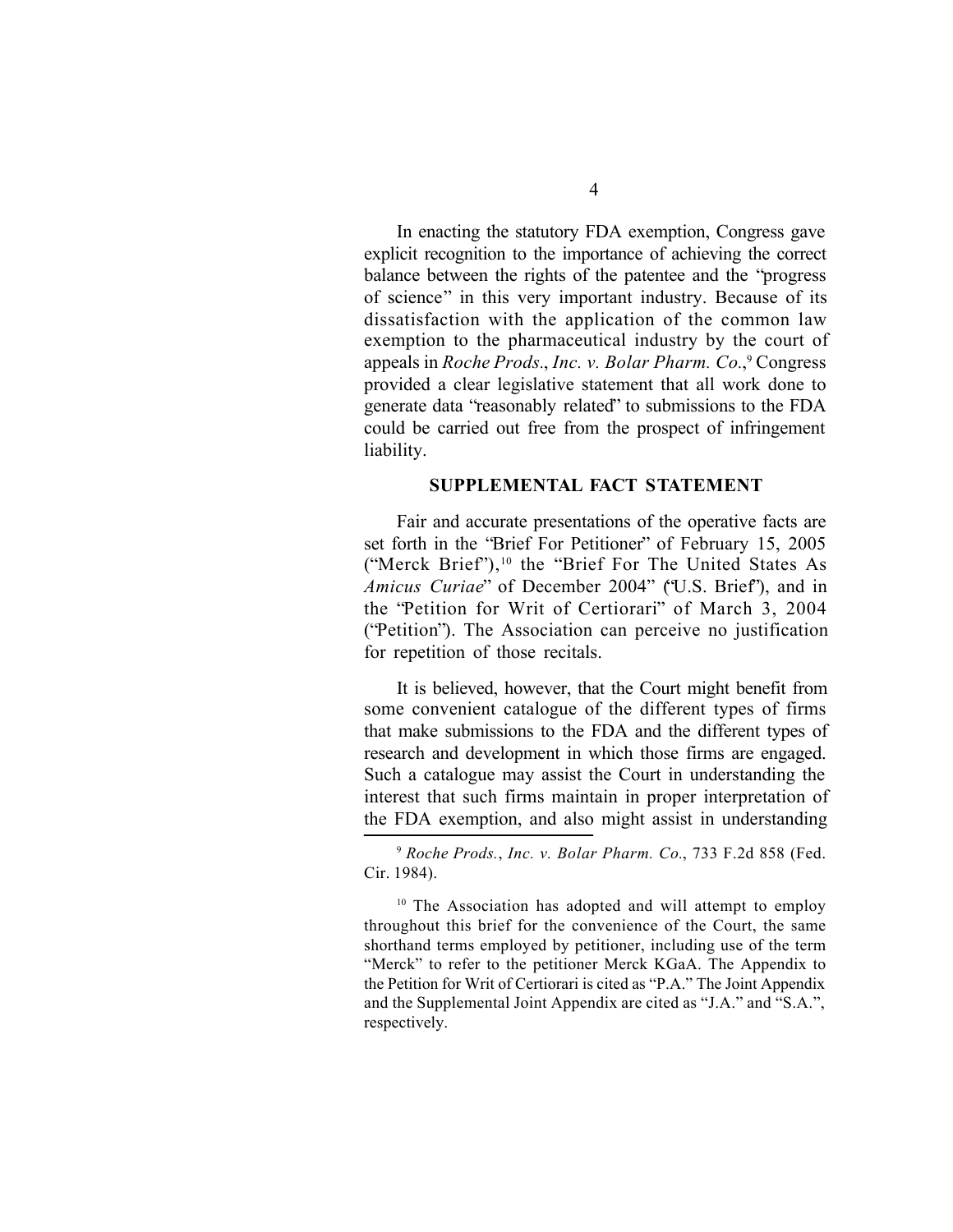In enacting the statutory FDA exemption, Congress gave explicit recognition to the importance of achieving the correct balance between the rights of the patentee and the "progress of science" in this very important industry. Because of its dissatisfaction with the application of the common law exemption to the pharmaceutical industry by the court of appeals in *Roche Prods*., *Inc. v. Bolar Pharm. Co*.,[9] Congress provided a clear legislative statement that all work done to generate data "reasonably related" to submissions to the FDA could be carried out free from the prospect of infringement liability.

## SUPPLEMENTAL FACT STATEMENT

Fair and accurate presentations of the operative facts are set forth in the "Brief For Petitioner" of February 15, 2005 ("Merck Brief"),[10] the "Brief For The United States As *Amicus Curiae*" of December 2004" ("U.S. Brief"), and in the "Petition for Writ of Certiorari" of March 3, 2004 ("Petition"). The Association can perceive no justification for repetition of those recitals.

It is believed, however, that the Court might benefit from some convenient catalogue of the different types of firms that make submissions to the FDA and the different types of research and development in which those firms are engaged. Such a catalogue may assist the Court in understanding the interest that such firms maintain in proper interpretation of the FDA exemption, and also might assist in understanding

---

[9] *Roche Prods.*, *Inc. v. Bolar Pharm. Co*., 733 F.2d 858 (Fed. Cir. 1984).

[10] The Association has adopted and will attempt to employ throughout this brief for the convenience of the Court, the same shorthand terms employed by petitioner, including use of the term "Merck" to refer to the petitioner Merck KGaA. The Appendix to the Petition for Writ of Certiorari is cited as "P.A." The Joint Appendix and the Supplemental Joint Appendix are cited as "J.A." and "S.A.", respectively.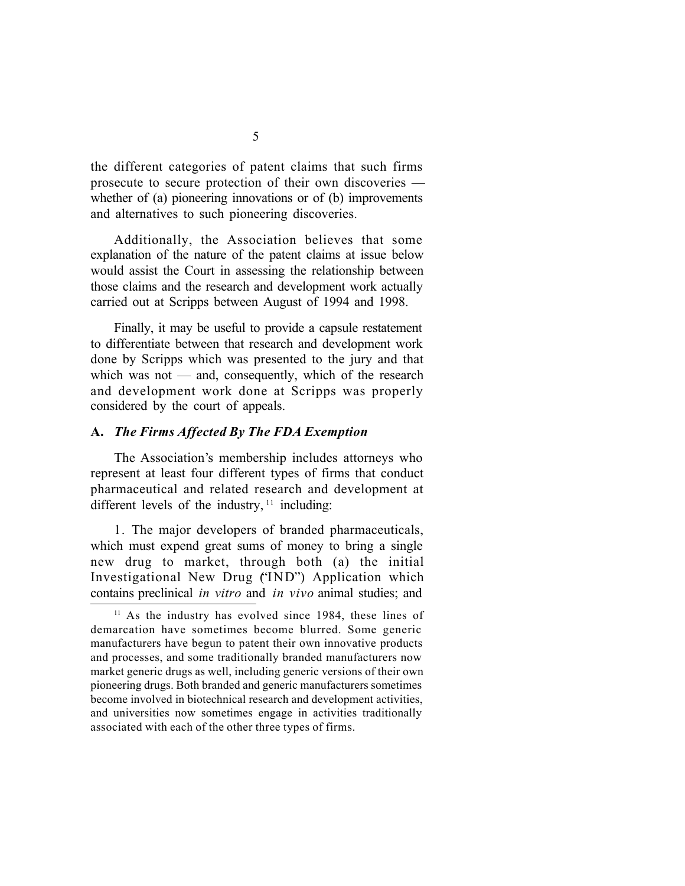the different categories of patent claims that such firms prosecute to secure protection of their own discoveries — whether of (a) pioneering innovations or of (b) improvements and alternatives to such pioneering discoveries.

Additionally, the Association believes that some explanation of the nature of the patent claims at issue below would assist the Court in assessing the relationship between those claims and the research and development work actually carried out at Scripps between August of 1994 and 1998.

Finally, it may be useful to provide a capsule restatement to differentiate between that research and development work done by Scripps which was presented to the jury and that which was not — and, consequently, which of the research and development work done at Scripps was properly considered by the court of appeals.

### A. *The Firms Affected By The FDA Exemption*

The Association's membership includes attorneys who represent at least four different types of firms that conduct pharmaceutical and related research and development at different levels of the industry, [11] including:

1. The major developers of branded pharmaceuticals, which must expend great sums of money to bring a single new drug to market, through both (a) the initial Investigational New Drug ("IND") Application which contains preclinical *in vitro* and *in vivo* animal studies; and

---

[11] As the industry has evolved since 1984, these lines of demarcation have sometimes become blurred. Some generic manufacturers have begun to patent their own innovative products and processes, and some traditionally branded manufacturers now market generic drugs as well, including generic versions of their own pioneering drugs. Both branded and generic manufacturers sometimes become involved in biotechnical research and development activities, and universities now sometimes engage in activities traditionally associated with each of the other three types of firms.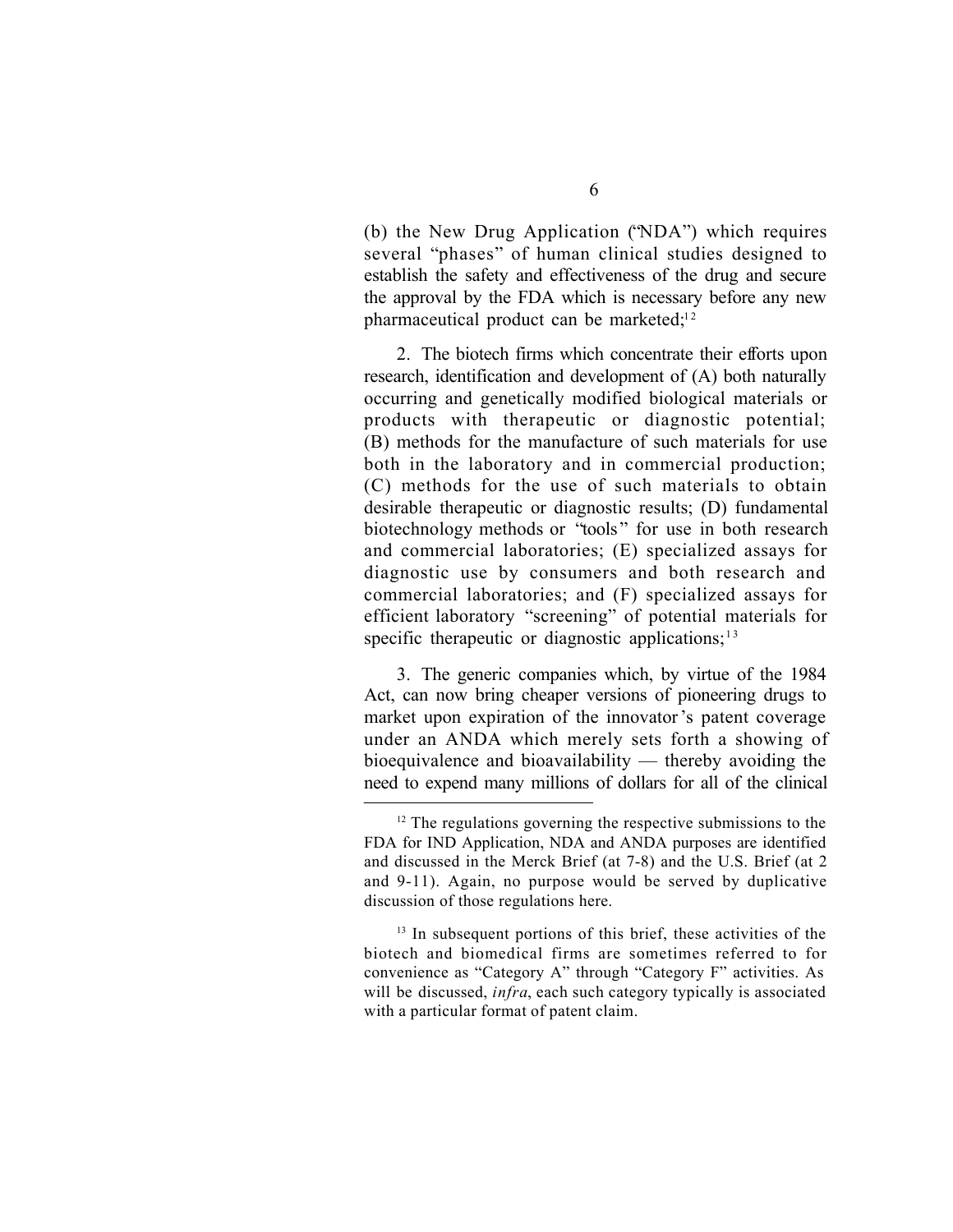(b) the New Drug Application ("NDA") which requires several "phases" of human clinical studies designed to establish the safety and effectiveness of the drug and secure the approval by the FDA which is necessary before any new pharmaceutical product can be marketed;[12]

2. The biotech firms which concentrate their efforts upon research, identification and development of (A) both naturally occurring and genetically modified biological materials or products with therapeutic or diagnostic potential; (B) methods for the manufacture of such materials for use both in the laboratory and in commercial production; (C) methods for the use of such materials to obtain desirable therapeutic or diagnostic results; (D) fundamental biotechnology methods or "tools" for use in both research and commercial laboratories; (E) specialized assays for diagnostic use by consumers and both research and commercial laboratories; and (F) specialized assays for efficient laboratory "screening" of potential materials for specific therapeutic or diagnostic applications;[13]

3. The generic companies which, by virtue of the 1984 Act, can now bring cheaper versions of pioneering drugs to market upon expiration of the innovator's patent coverage under an ANDA which merely sets forth a showing of bioequivalence and bioavailability — thereby avoiding the need to expend many millions of dollars for all of the clinical

---

[12] The regulations governing the respective submissions to the FDA for IND Application, NDA and ANDA purposes are identified and discussed in the Merck Brief (at 7-8) and the U.S. Brief (at 2 and 9-11). Again, no purpose would be served by duplicative discussion of those regulations here.

[13] In subsequent portions of this brief, these activities of the biotech and biomedical firms are sometimes referred to for convenience as "Category A" through "Category F" activities. As will be discussed, *infra*, each such category typically is associated with a particular format of patent claim.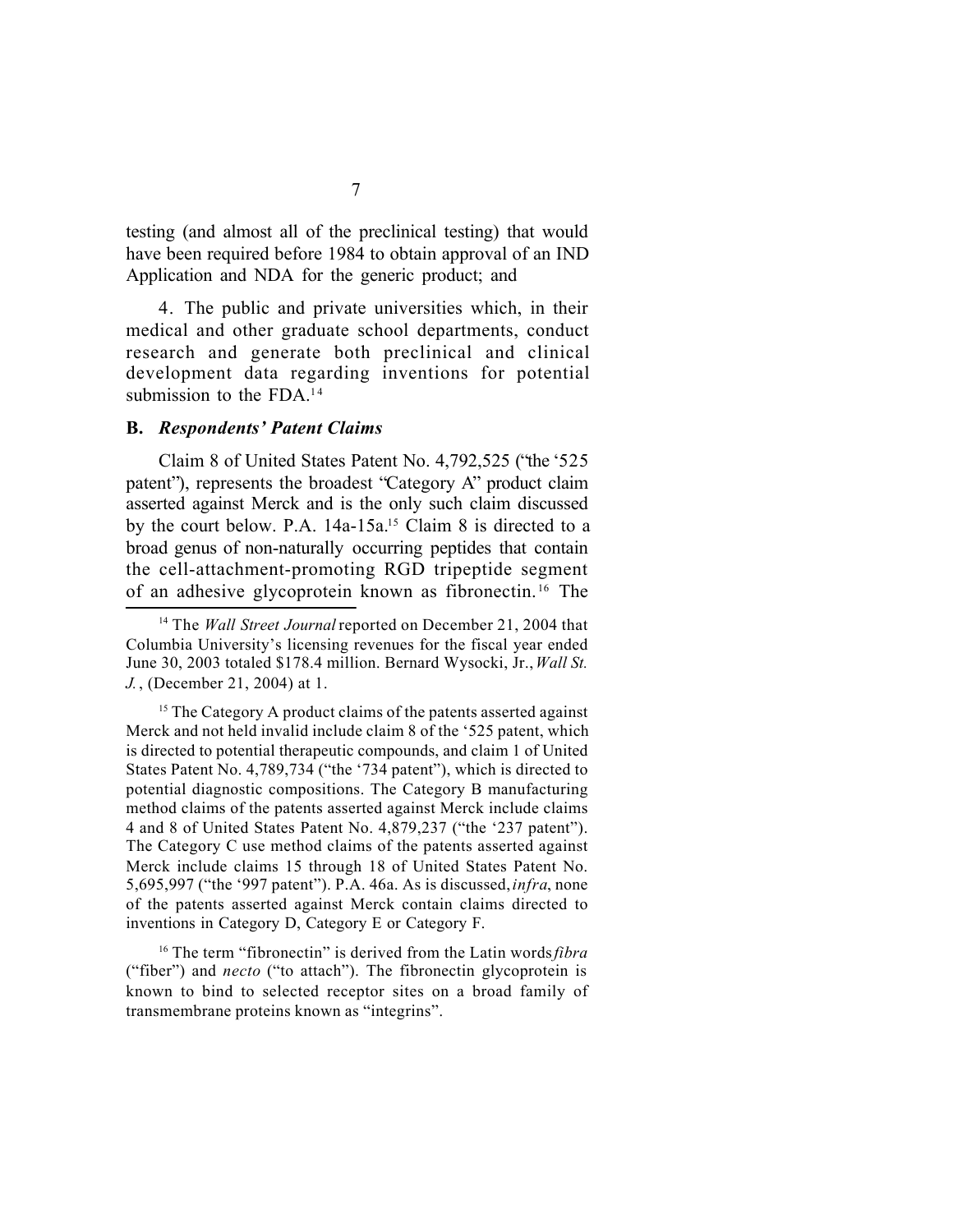testing (and almost all of the preclinical testing) that would have been required before 1984 to obtain approval of an IND Application and NDA for the generic product; and

4. The public and private universities which, in their medical and other graduate school departments, conduct research and generate both preclinical and clinical development data regarding inventions for potential submission to the FDA.[14]

### B. *Respondents' Patent Claims*

Claim 8 of United States Patent No. 4,792,525 ("the '525 patent"), represents the broadest "Category A" product claim asserted against Merck and is the only such claim discussed by the court below. P.A. 14a-15a.[15] Claim 8 is directed to a broad genus of non-naturally occurring peptides that contain the cell-attachment-promoting RGD tripeptide segment of an adhesive glycoprotein known as fibronectin.[16] The

---

[14] The *Wall Street Journal* reported on December 21, 2004 that Columbia University's licensing revenues for the fiscal year ended June 30, 2003 totaled $178.4 million. Bernard Wysocki, Jr., *Wall St. J.*, (December 21, 2004) at 1.

[15] The Category A product claims of the patents asserted against Merck and not held invalid include claim 8 of the '525 patent, which is directed to potential therapeutic compounds, and claim 1 of United States Patent No. 4,789,734 ("the '734 patent"), which is directed to potential diagnostic compositions. The Category B manufacturing method claims of the patents asserted against Merck include claims 4 and 8 of United States Patent No. 4,879,237 ("the '237 patent"). The Category C use method claims of the patents asserted against Merck include claims 15 through 18 of United States Patent No. 5,695,997 ("the '997 patent"). P.A. 46a. As is discussed, *infra*, none of the patents asserted against Merck contain claims directed to inventions in Category D, Category E or Category F.

[16] The term "fibronectin" is derived from the Latin words *fibra* ("fiber") and *necto* ("to attach"). The fibronectin glycoprotein is known to bind to selected receptor sites on a broad family of transmembrane proteins known as "integrins".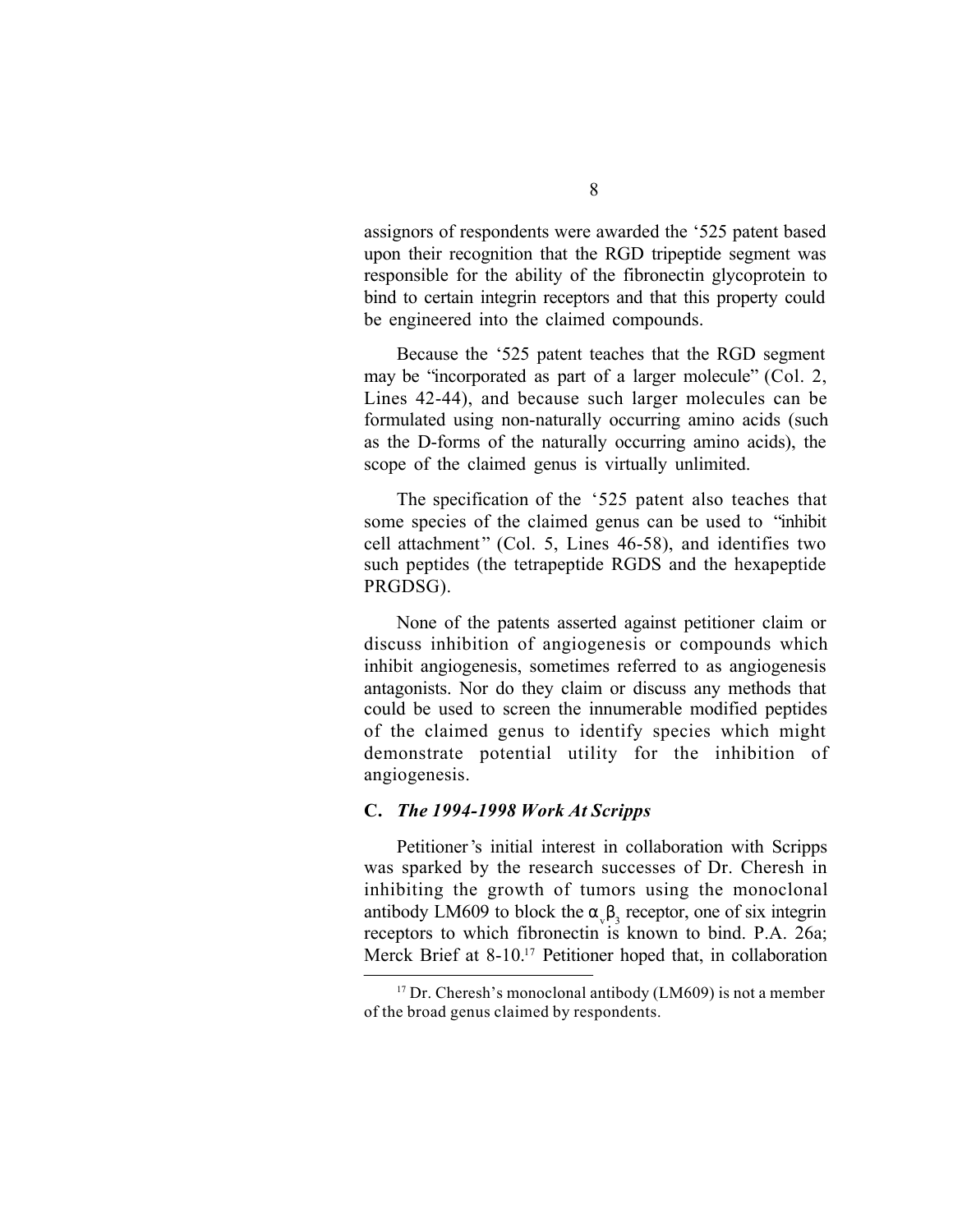assignors of respondents were awarded the '525 patent based upon their recognition that the RGD tripeptide segment was responsible for the ability of the fibronectin glycoprotein to bind to certain integrin receptors and that this property could be engineered into the claimed compounds.

Because the '525 patent teaches that the RGD segment may be "incorporated as part of a larger molecule" (Col. 2, Lines 42-44), and because such larger molecules can be formulated using non-naturally occurring amino acids (such as the D-forms of the naturally occurring amino acids), the scope of the claimed genus is virtually unlimited.

The specification of the '525 patent also teaches that some species of the claimed genus can be used to "inhibit cell attachment" (Col. 5, Lines 46-58), and identifies two such peptides (the tetrapeptide RGDS and the hexapeptide PRGDSG).

None of the patents asserted against petitioner claim or discuss inhibition of angiogenesis or compounds which inhibit angiogenesis, sometimes referred to as angiogenesis antagonists. Nor do they claim or discuss any methods that could be used to screen the innumerable modified peptides of the claimed genus to identify species which might demonstrate potential utility for the inhibition of angiogenesis.

### C. *The 1994-1998 Work At Scripps*

Petitioner's initial interest in collaboration with Scripps was sparked by the research successes of Dr. Cheresh in inhibiting the growth of tumors using the monoclonal antibody LM609 to block the $\alpha_v\beta_3$ receptor, one of six integrin receptors to which fibronectin is known to bind. P.A. 26a; Merck Brief at 8-10.[17] Petitioner hoped that, in collaboration

[17] Dr. Cheresh's monoclonal antibody (LM609) is not a member of the broad genus claimed by respondents.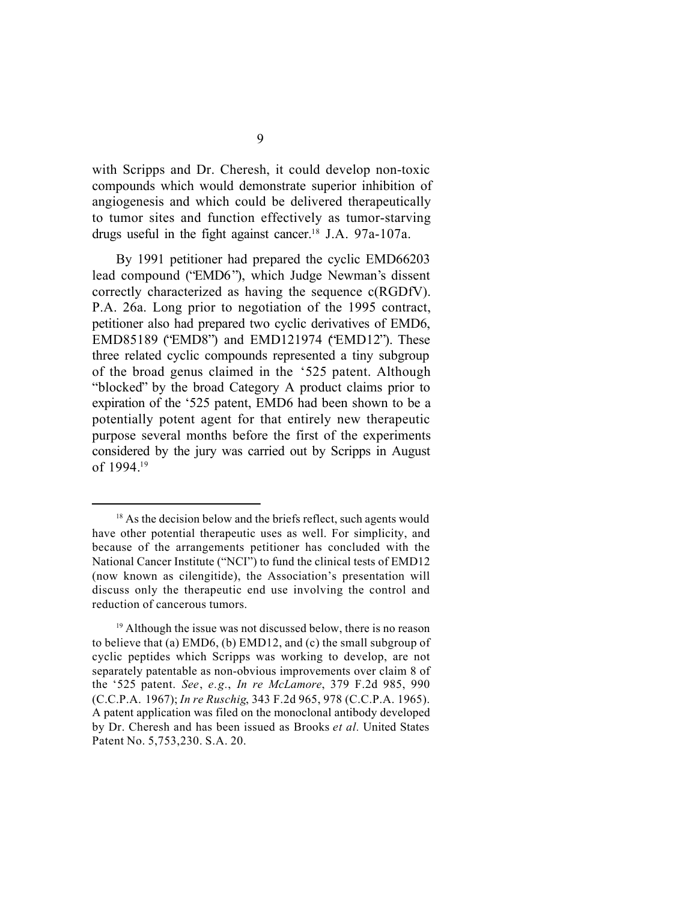with Scripps and Dr. Cheresh, it could develop non-toxic compounds which would demonstrate superior inhibition of angiogenesis and which could be delivered therapeutically to tumor sites and function effectively as tumor-starving drugs useful in the fight against cancer.[18] J.A. 97a-107a.

By 1991 petitioner had prepared the cyclic EMD66203 lead compound ("EMD6"), which Judge Newman's dissent correctly characterized as having the sequence c(RGDfV). P.A. 26a. Long prior to negotiation of the 1995 contract, petitioner also had prepared two cyclic derivatives of EMD6, EMD85189 ("EMD8") and EMD121974 ("EMD12"). These three related cyclic compounds represented a tiny subgroup of the broad genus claimed in the '525 patent. Although "blocked" by the broad Category A product claims prior to expiration of the '525 patent, EMD6 had been shown to be a potentially potent agent for that entirely new therapeutic purpose several months before the first of the experiments considered by the jury was carried out by Scripps in August of 1994.[19]

---

[18] As the decision below and the briefs reflect, such agents would have other potential therapeutic uses as well. For simplicity, and because of the arrangements petitioner has concluded with the National Cancer Institute ("NCI") to fund the clinical tests of EMD12 (now known as cilengitide), the Association's presentation will discuss only the therapeutic end use involving the control and reduction of cancerous tumors.

[19] Although the issue was not discussed below, there is no reason to believe that (a) EMD6, (b) EMD12, and (c) the small subgroup of cyclic peptides which Scripps was working to develop, are not separately patentable as non-obvious improvements over claim 8 of the '525 patent. *See*, *e.g.*, *In re McLamore*, 379 F.2d 985, 990 (C.C.P.A. 1967); *In re Ruschig*, 343 F.2d 965, 978 (C.C.P.A. 1965). A patent application was filed on the monoclonal antibody developed by Dr. Cheresh and has been issued as Brooks *et al.* United States Patent No. 5,753,230. S.A. 20.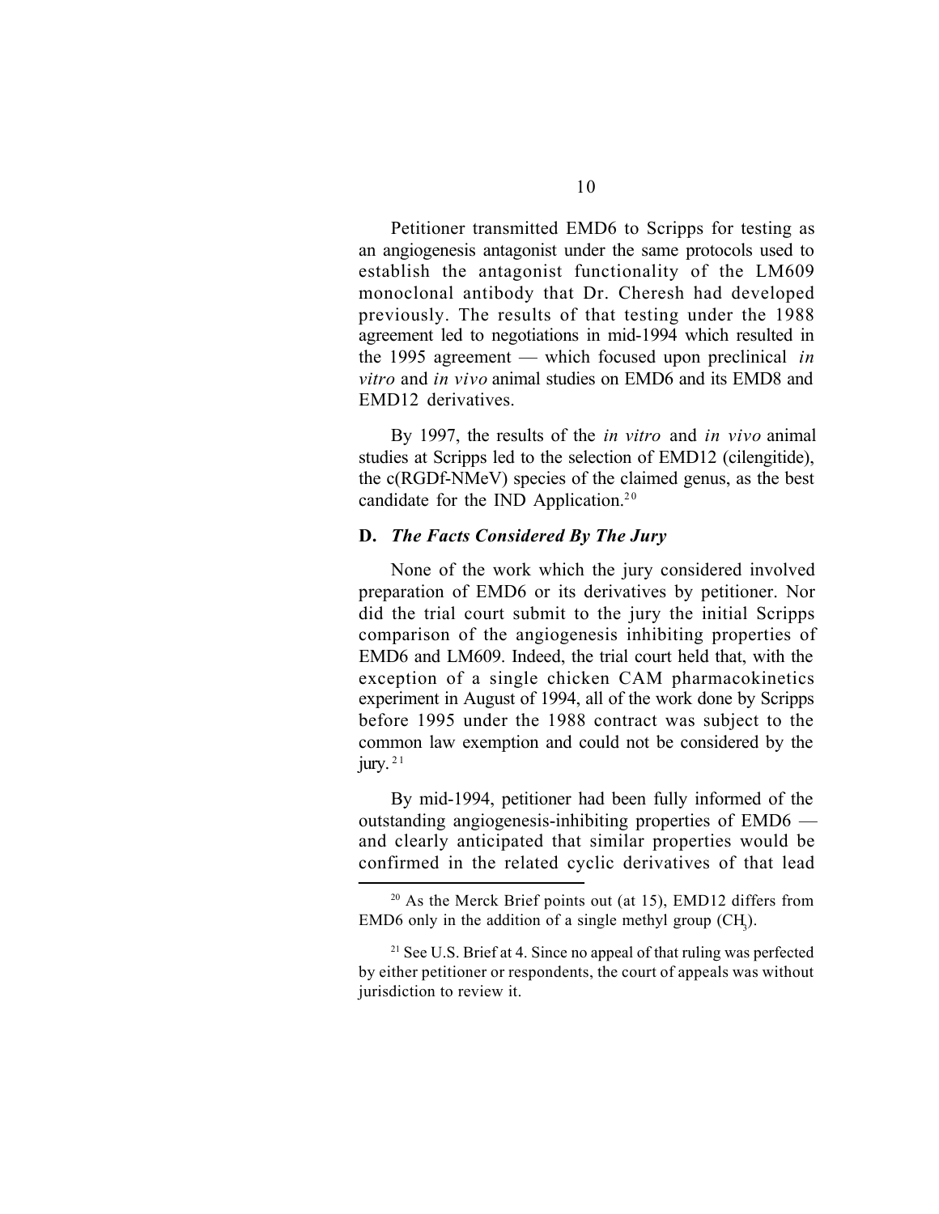Petitioner transmitted EMD6 to Scripps for testing as an angiogenesis antagonist under the same protocols used to establish the antagonist functionality of the LM609 monoclonal antibody that Dr. Cheresh had developed previously. The results of that testing under the 1988 agreement led to negotiations in mid-1994 which resulted in the 1995 agreement — which focused upon preclinical *in vitro* and *in vivo* animal studies on EMD6 and its EMD8 and EMD12 derivatives.

By 1997, the results of the *in vitro* and *in vivo* animal studies at Scripps led to the selection of EMD12 (cilengitide), the c(RGDf-NMeV) species of the claimed genus, as the best candidate for the IND Application.[20]

## D. *The Facts Considered By The Jury*

None of the work which the jury considered involved preparation of EMD6 or its derivatives by petitioner. Nor did the trial court submit to the jury the initial Scripps comparison of the angiogenesis inhibiting properties of EMD6 and LM609. Indeed, the trial court held that, with the exception of a single chicken CAM pharmacokinetics experiment in August of 1994, all of the work done by Scripps before 1995 under the 1988 contract was subject to the common law exemption and could not be considered by the jury.[21]

By mid-1994, petitioner had been fully informed of the outstanding angiogenesis-inhibiting properties of EMD6 — and clearly anticipated that similar properties would be confirmed in the related cyclic derivatives of that lead

---

[20] As the Merck Brief points out (at 15), EMD12 differs from EMD6 only in the addition of a single methyl group ($CH_3$).

[21] See U.S. Brief at 4. Since no appeal of that ruling was perfected by either petitioner or respondents, the court of appeals was without jurisdiction to review it.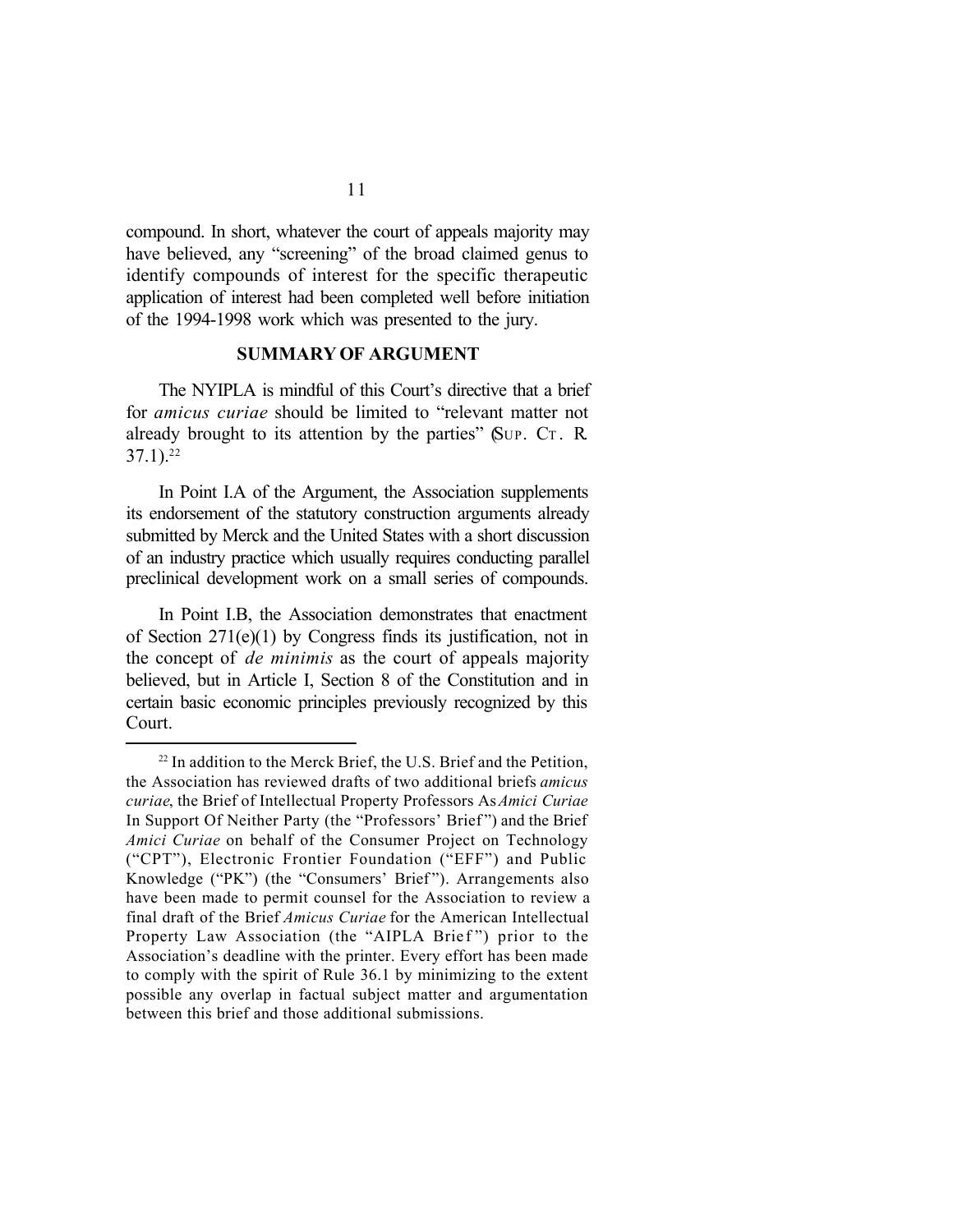compound. In short, whatever the court of appeals majority may have believed, any "screening" of the broad claimed genus to identify compounds of interest for the specific therapeutic application of interest had been completed well before initiation of the 1994-1998 work which was presented to the jury.

## SUMMARY OF ARGUMENT

The NYIPLA is mindful of this Court's directive that a brief for *amicus curiae* should be limited to "relevant matter not already brought to its attention by the parties" (SUP. CT. R. 37.1).[22]

In Point I.A of the Argument, the Association supplements its endorsement of the statutory construction arguments already submitted by Merck and the United States with a short discussion of an industry practice which usually requires conducting parallel preclinical development work on a small series of compounds.

In Point I.B, the Association demonstrates that enactment of Section 271(e)(1) by Congress finds its justification, not in the concept of *de minimis* as the court of appeals majority believed, but in Article I, Section 8 of the Constitution and in certain basic economic principles previously recognized by this Court.

---

[22] In addition to the Merck Brief, the U.S. Brief and the Petition, the Association has reviewed drafts of two additional briefs *amicus curiae*, the Brief of Intellectual Property Professors As *Amici Curiae* In Support Of Neither Party (the "Professors' Brief") and the Brief *Amici Curiae* on behalf of the Consumer Project on Technology ("CPT"), Electronic Frontier Foundation ("EFF") and Public Knowledge ("PK") (the "Consumers' Brief"). Arrangements also have been made to permit counsel for the Association to review a final draft of the Brief *Amicus Curiae* for the American Intellectual Property Law Association (the "AIPLA Brief") prior to the Association's deadline with the printer. Every effort has been made to comply with the spirit of Rule 36.1 by minimizing to the extent possible any overlap in factual subject matter and argumentation between this brief and those additional submissions.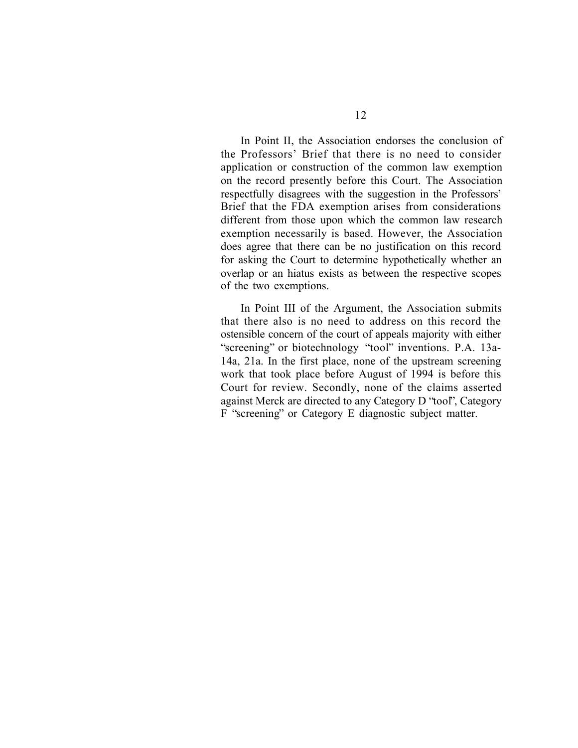In Point II, the Association endorses the conclusion of the Professors' Brief that there is no need to consider application or construction of the common law exemption on the record presently before this Court. The Association respectfully disagrees with the suggestion in the Professors' Brief that the FDA exemption arises from considerations different from those upon which the common law research exemption necessarily is based. However, the Association does agree that there can be no justification on this record for asking the Court to determine hypothetically whether an overlap or an hiatus exists as between the respective scopes of the two exemptions.

In Point III of the Argument, the Association submits that there also is no need to address on this record the ostensible concern of the court of appeals majority with either "screening" or biotechnology "tool" inventions. P.A. 13a-14a, 21a. In the first place, none of the upstream screening work that took place before August of 1994 is before this Court for review. Secondly, none of the claims asserted against Merck are directed to any Category D "tool", Category F "screening" or Category E diagnostic subject matter.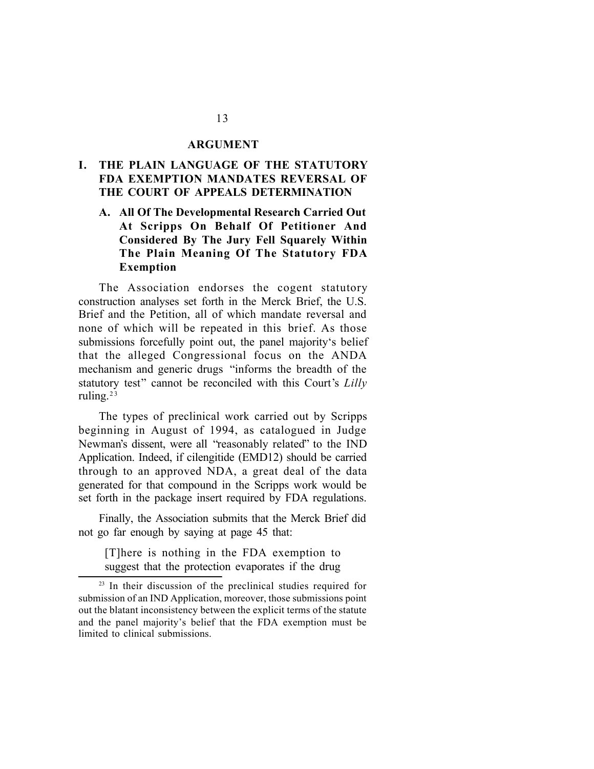# ARGUMENT

## I. THE PLAIN LANGUAGE OF THE STATUTORY FDA EXEMPTION MANDATES REVERSAL OF THE COURT OF APPEALS DETERMINATION

### A. All Of The Developmental Research Carried Out At Scripps On Behalf Of Petitioner And Considered By The Jury Fell Squarely Within The Plain Meaning Of The Statutory FDA Exemption

The Association endorses the cogent statutory construction analyses set forth in the Merck Brief, the U.S. Brief and the Petition, all of which mandate reversal and none of which will be repeated in this brief. As those submissions forcefully point out, the panel majority's belief that the alleged Congressional focus on the ANDA mechanism and generic drugs "informs the breadth of the statutory test" cannot be reconciled with this Court's *Lilly* ruling.[23]

The types of preclinical work carried out by Scripps beginning in August of 1994, as catalogued in Judge Newman's dissent, were all "reasonably related" to the IND Application. Indeed, if cilengitide (EMD12) should be carried through to an approved NDA, a great deal of the data generated for that compound in the Scripps work would be set forth in the package insert required by FDA regulations.

Finally, the Association submits that the Merck Brief did not go far enough by saying at page 45 that:

> [T]here is nothing in the FDA exemption to suggest that the protection evaporates if the drug

---

[23] In their discussion of the preclinical studies required for submission of an IND Application, moreover, those submissions point out the blatant inconsistency between the explicit terms of the statute and the panel majority's belief that the FDA exemption must be limited to clinical submissions.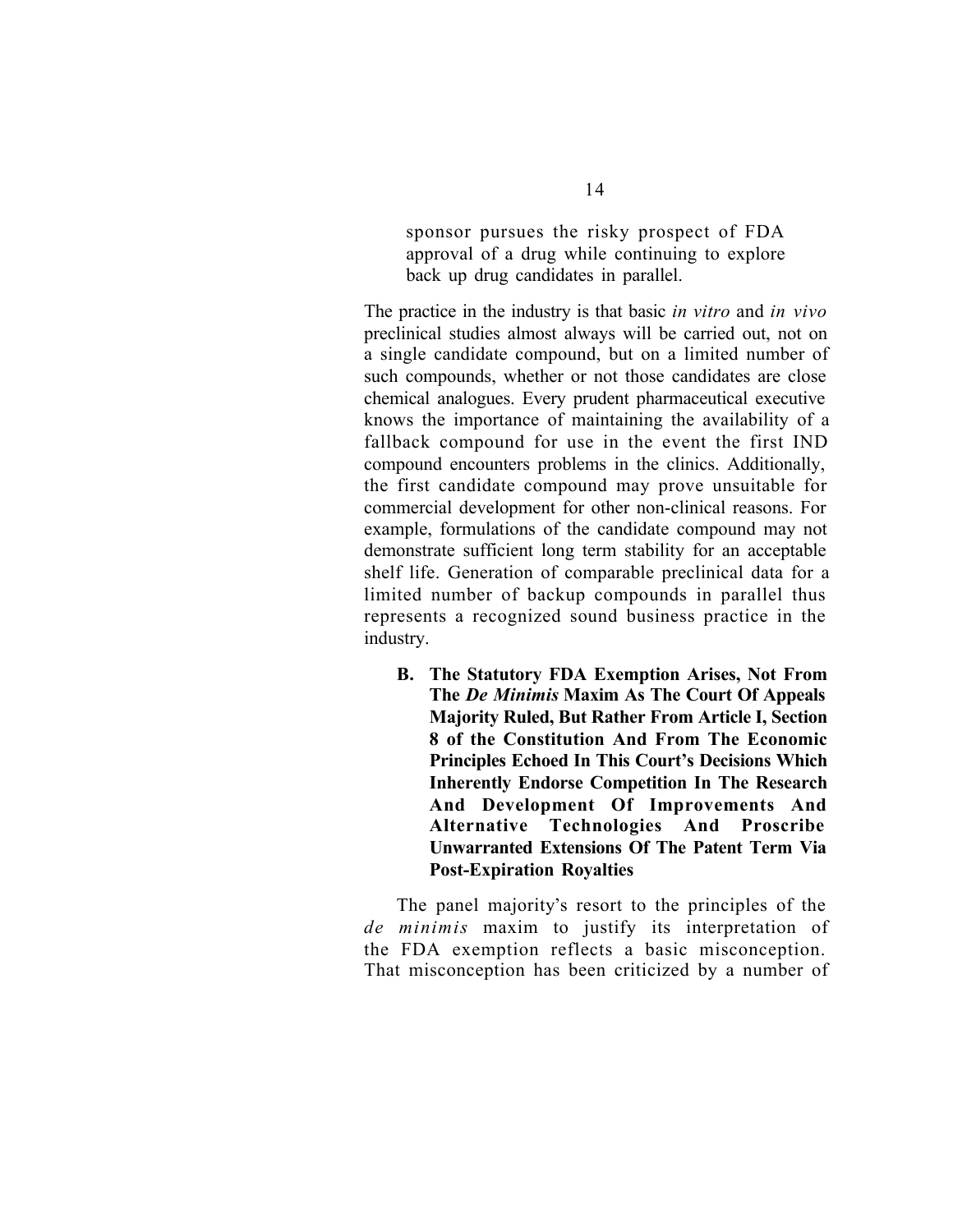sponsor pursues the risky prospect of FDA approval of a drug while continuing to explore back up drug candidates in parallel.

The practice in the industry is that basic *in vitro* and *in vivo* preclinical studies almost always will be carried out, not on a single candidate compound, but on a limited number of such compounds, whether or not those candidates are close chemical analogues. Every prudent pharmaceutical executive knows the importance of maintaining the availability of a fallback compound for use in the event the first IND compound encounters problems in the clinics. Additionally, the first candidate compound may prove unsuitable for commercial development for other non-clinical reasons. For example, formulations of the candidate compound may not demonstrate sufficient long term stability for an acceptable shelf life. Generation of comparable preclinical data for a limited number of backup compounds in parallel thus represents a recognized sound business practice in the industry.

### B. The Statutory FDA Exemption Arises, Not From The *De Minimis* Maxim As The Court Of Appeals Majority Ruled, But Rather From Article I, Section 8 of the Constitution And From The Economic Principles Echoed In This Court's Decisions Which Inherently Endorse Competition In The Research And Development Of Improvements And Alternative Technologies And Proscribe Unwarranted Extensions Of The Patent Term Via Post-Expiration Royalties

The panel majority's resort to the principles of the *de minimis* maxim to justify its interpretation of the FDA exemption reflects a basic misconception. That misconception has been criticized by a number of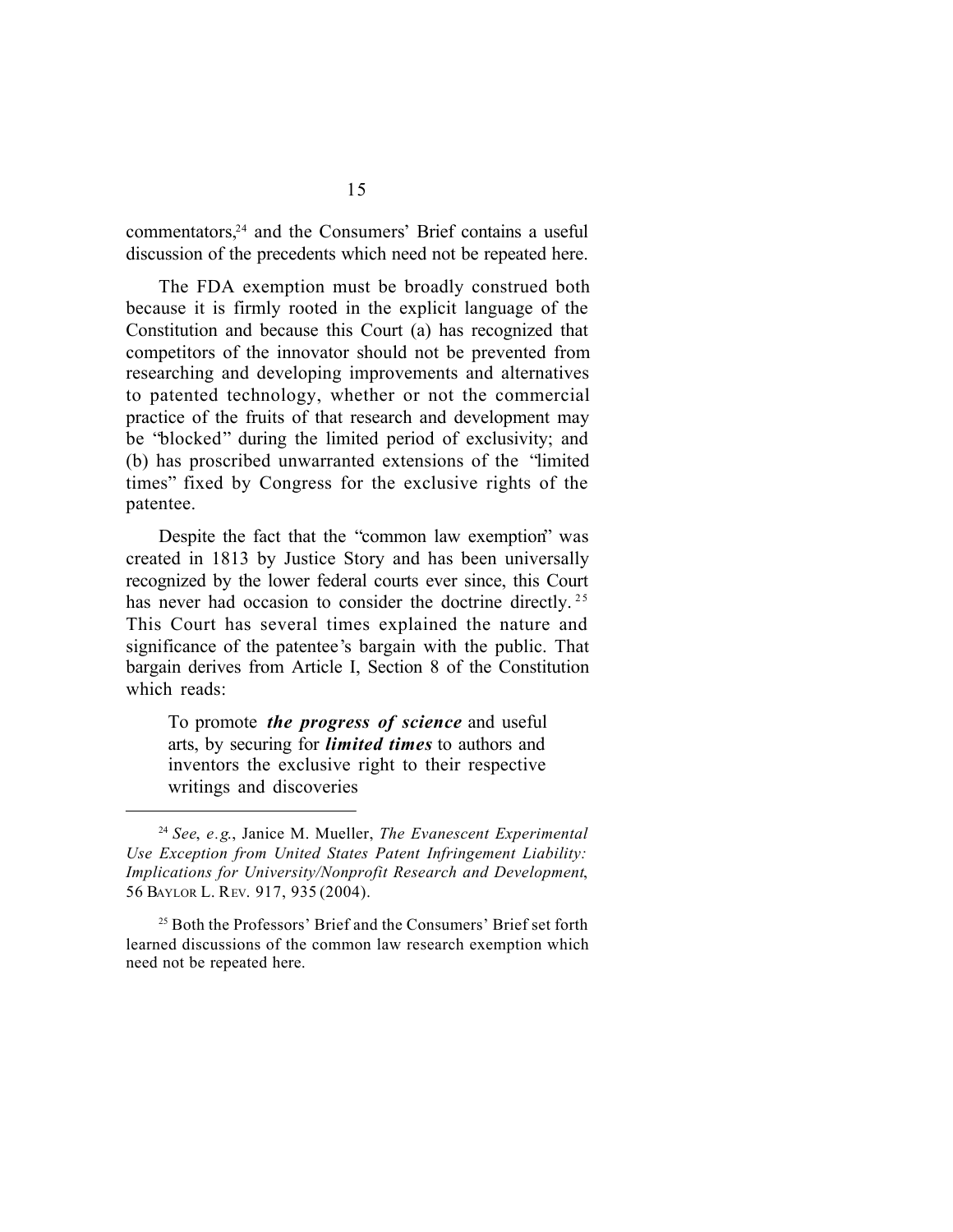commentators,[24] and the Consumers' Brief contains a useful discussion of the precedents which need not be repeated here.

The FDA exemption must be broadly construed both because it is firmly rooted in the explicit language of the Constitution and because this Court (a) has recognized that competitors of the innovator should not be prevented from researching and developing improvements and alternatives to patented technology, whether or not the commercial practice of the fruits of that research and development may be "blocked" during the limited period of exclusivity; and (b) has proscribed unwarranted extensions of the "limited times" fixed by Congress for the exclusive rights of the patentee.

Despite the fact that the "common law exemption" was created in 1813 by Justice Story and has been universally recognized by the lower federal courts ever since, this Court has never had occasion to consider the doctrine directly.[25] This Court has several times explained the nature and significance of the patentee's bargain with the public. That bargain derives from Article I, Section 8 of the Constitution which reads:

> To promote ***the progress of science*** and useful arts, by securing for ***limited times*** to authors and inventors the exclusive right to their respective writings and discoveries

---

[24] *See, e.g.*, Janice M. Mueller, *The Evanescent Experimental Use Exception from United States Patent Infringement Liability: Implications for University/Nonprofit Research and Development*, 56 BAYLOR L. REV. 917, 935 (2004).

[25] Both the Professors' Brief and the Consumers' Brief set forth learned discussions of the common law research exemption which need not be repeated here.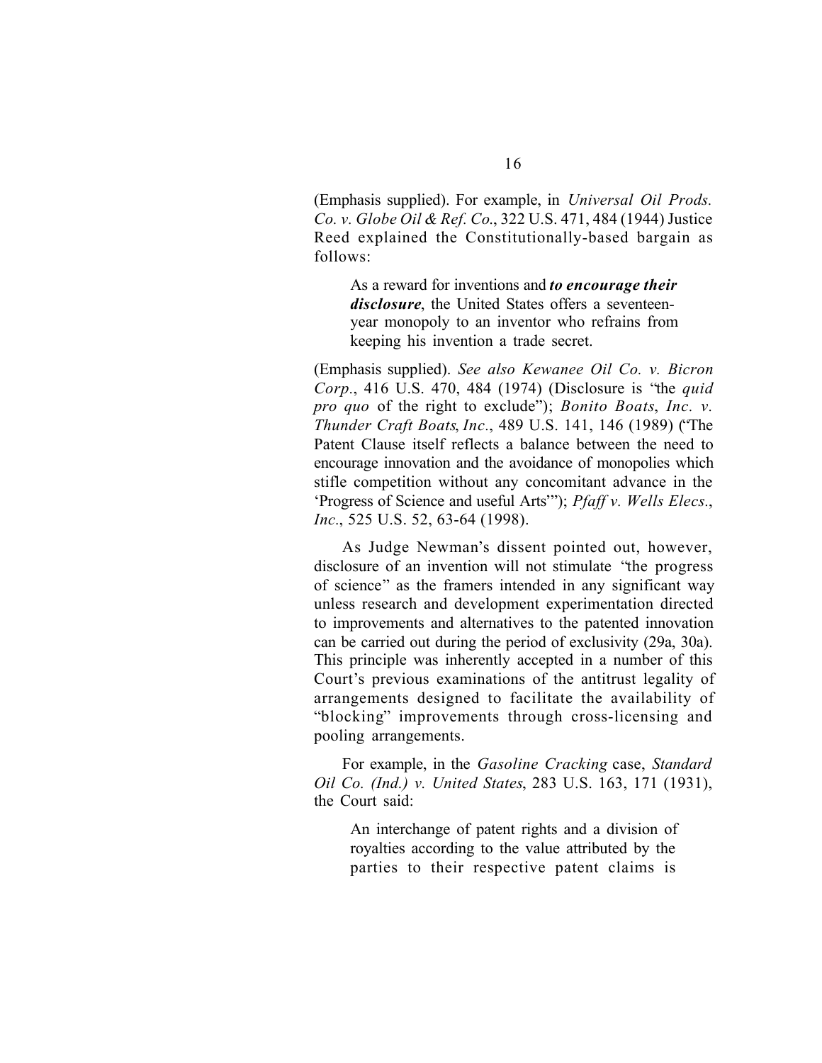(Emphasis supplied). For example, in *Universal Oil Prods. Co. v. Globe Oil & Ref. Co.*, 322 U.S. 471, 484 (1944) Justice Reed explained the Constitutionally-based bargain as follows:

> As a reward for inventions and ***to encourage their disclosure***, the United States offers a seventeen-year monopoly to an inventor who refrains from keeping his invention a trade secret.

(Emphasis supplied). *See also Kewanee Oil Co. v. Bicron Corp.*, 416 U.S. 470, 484 (1974) (Disclosure is "the *quid pro quo* of the right to exclude"); *Bonito Boats, Inc. v. Thunder Craft Boats, Inc.*, 489 U.S. 141, 146 (1989) ("The Patent Clause itself reflects a balance between the need to encourage innovation and the avoidance of monopolies which stifle competition without any concomitant advance in the 'Progress of Science and useful Arts'"); *Pfaff v. Wells Elecs., Inc.*, 525 U.S. 52, 63-64 (1998).

As Judge Newman's dissent pointed out, however, disclosure of an invention will not stimulate "the progress of science" as the framers intended in any significant way unless research and development experimentation directed to improvements and alternatives to the patented innovation can be carried out during the period of exclusivity (29a, 30a). This principle was inherently accepted in a number of this Court's previous examinations of the antitrust legality of arrangements designed to facilitate the availability of "blocking" improvements through cross-licensing and pooling arrangements.

For example, in the *Gasoline Cracking* case, *Standard Oil Co. (Ind.) v. United States*, 283 U.S. 163, 171 (1931), the Court said:

> An interchange of patent rights and a division of royalties according to the value attributed by the parties to their respective patent claims is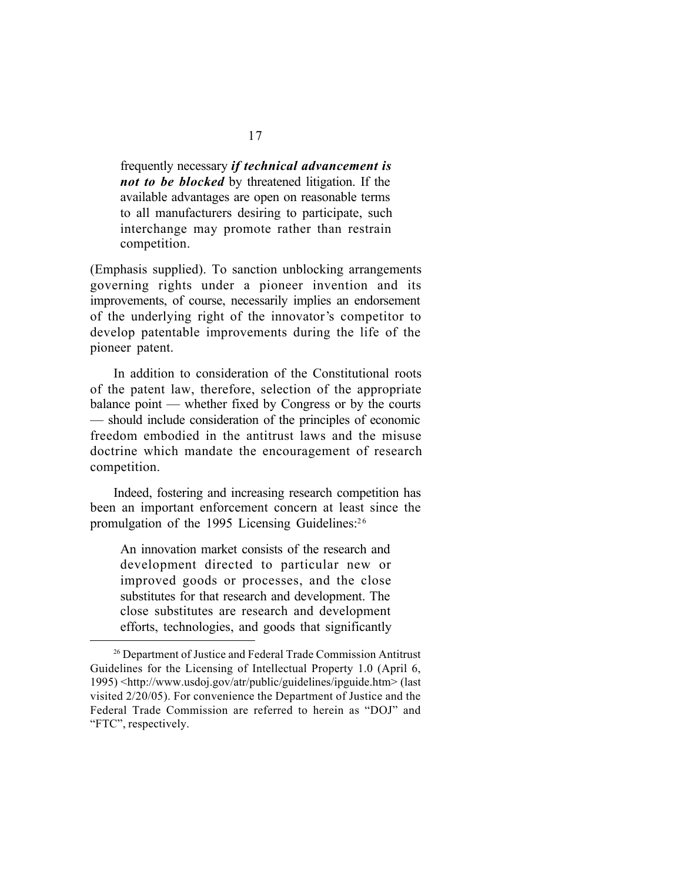> frequently necessary ***if technical advancement is not to be blocked*** by threatened litigation. If the available advantages are open on reasonable terms to all manufacturers desiring to participate, such interchange may promote rather than restrain competition.

(Emphasis supplied). To sanction unblocking arrangements governing rights under a pioneer invention and its improvements, of course, necessarily implies an endorsement of the underlying right of the innovator's competitor to develop patentable improvements during the life of the pioneer patent.

In addition to consideration of the Constitutional roots of the patent law, therefore, selection of the appropriate balance point — whether fixed by Congress or by the courts — should include consideration of the principles of economic freedom embodied in the antitrust laws and the misuse doctrine which mandate the encouragement of research competition.

Indeed, fostering and increasing research competition has been an important enforcement concern at least since the promulgation of the 1995 Licensing Guidelines:[26]

> An innovation market consists of the research and development directed to particular new or improved goods or processes, and the close substitutes for that research and development. The close substitutes are research and development efforts, technologies, and goods that significantly

---

[26] Department of Justice and Federal Trade Commission Antitrust Guidelines for the Licensing of Intellectual Property 1.0 (April 6, 1995) <http://www.usdoj.gov/atr/public/guidelines/ipguide.htm> (last visited 2/20/05). For convenience the Department of Justice and the Federal Trade Commission are referred to herein as "DOJ" and "FTC", respectively.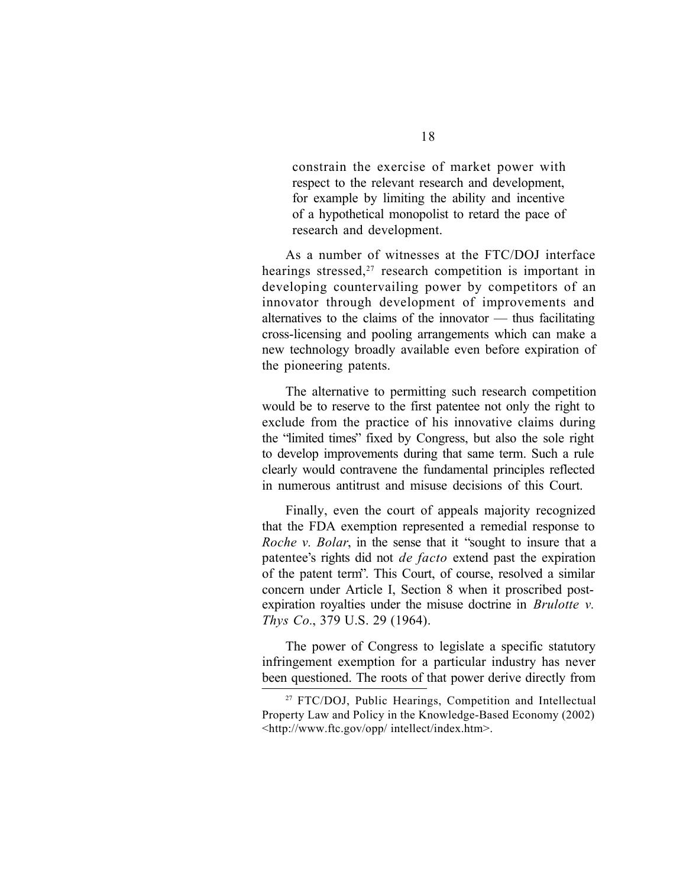> constrain the exercise of market power with respect to the relevant research and development, for example by limiting the ability and incentive of a hypothetical monopolist to retard the pace of research and development.

As a number of witnesses at the FTC/DOJ interface hearings stressed,[27] research competition is important in developing countervailing power by competitors of an innovator through development of improvements and alternatives to the claims of the innovator — thus facilitating cross-licensing and pooling arrangements which can make a new technology broadly available even before expiration of the pioneering patents.

The alternative to permitting such research competition would be to reserve to the first patentee not only the right to exclude from the practice of his innovative claims during the "limited times" fixed by Congress, but also the sole right to develop improvements during that same term. Such a rule clearly would contravene the fundamental principles reflected in numerous antitrust and misuse decisions of this Court.

Finally, even the court of appeals majority recognized that the FDA exemption represented a remedial response to *Roche v. Bolar*, in the sense that it "sought to insure that a patentee's rights did not *de facto* extend past the expiration of the patent term". This Court, of course, resolved a similar concern under Article I, Section 8 when it proscribed post-expiration royalties under the misuse doctrine in *Brulotte v. Thys Co*., 379 U.S. 29 (1964).

The power of Congress to legislate a specific statutory infringement exemption for a particular industry has never been questioned. The roots of that power derive directly from

[27] FTC/DOJ, Public Hearings, Competition and Intellectual Property Law and Policy in the Knowledge-Based Economy (2002) <http://www.ftc.gov/opp/ intellect/index.htm>.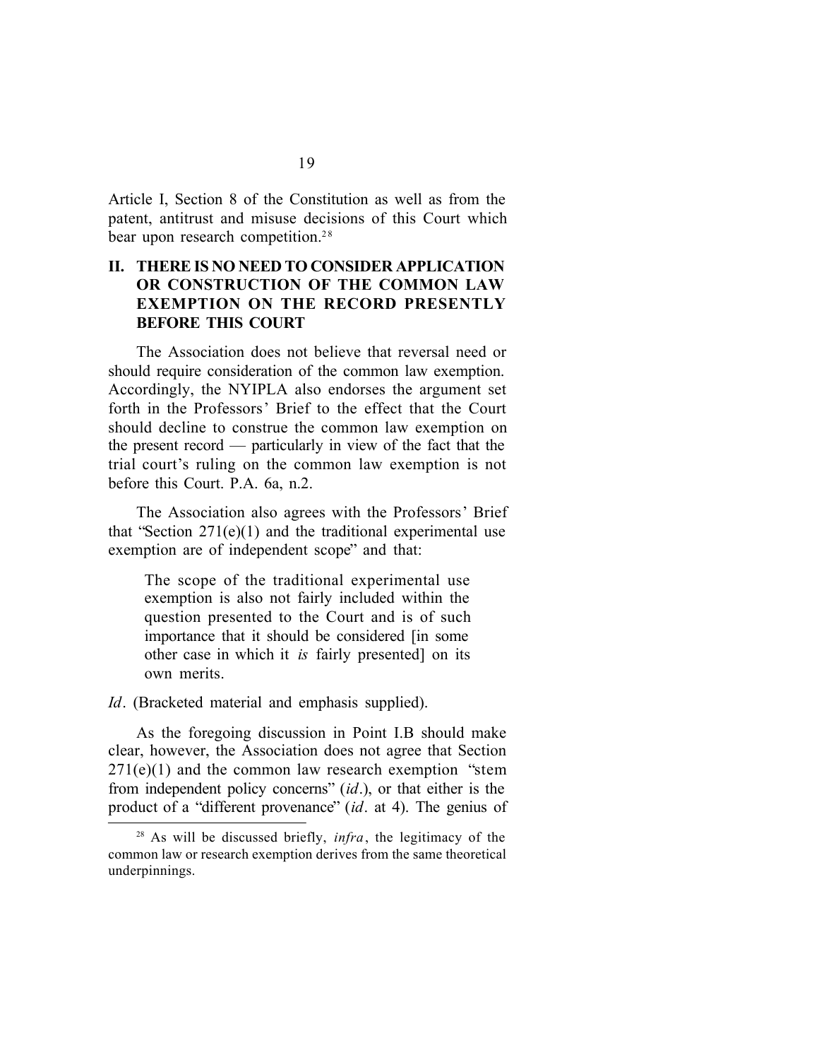Article I, Section 8 of the Constitution as well as from the patent, antitrust and misuse decisions of this Court which bear upon research competition.[28]

## II. THERE IS NO NEED TO CONSIDER APPLICATION OR CONSTRUCTION OF THE COMMON LAW EXEMPTION ON THE RECORD PRESENTLY BEFORE THIS COURT

The Association does not believe that reversal need or should require consideration of the common law exemption. Accordingly, the NYIPLA also endorses the argument set forth in the Professors' Brief to the effect that the Court should decline to construe the common law exemption on the present record — particularly in view of the fact that the trial court's ruling on the common law exemption is not before this Court. P.A. 6a, n.2.

The Association also agrees with the Professors' Brief that "Section 271(e)(1) and the traditional experimental use exemption are of independent scope" and that:

> The scope of the traditional experimental use exemption is also not fairly included within the question presented to the Court and is of such importance that it should be considered [in some other case in which it *is* fairly presented] on its own merits.

*Id*. (Bracketed material and emphasis supplied).

As the foregoing discussion in Point I.B should make clear, however, the Association does not agree that Section 271(e)(1) and the common law research exemption "stem from independent policy concerns" (*id*.), or that either is the product of a "different provenance" (*id*. at 4). The genius of

---

[28] As will be discussed briefly, *infra*, the legitimacy of the common law or research exemption derives from the same theoretical underpinnings.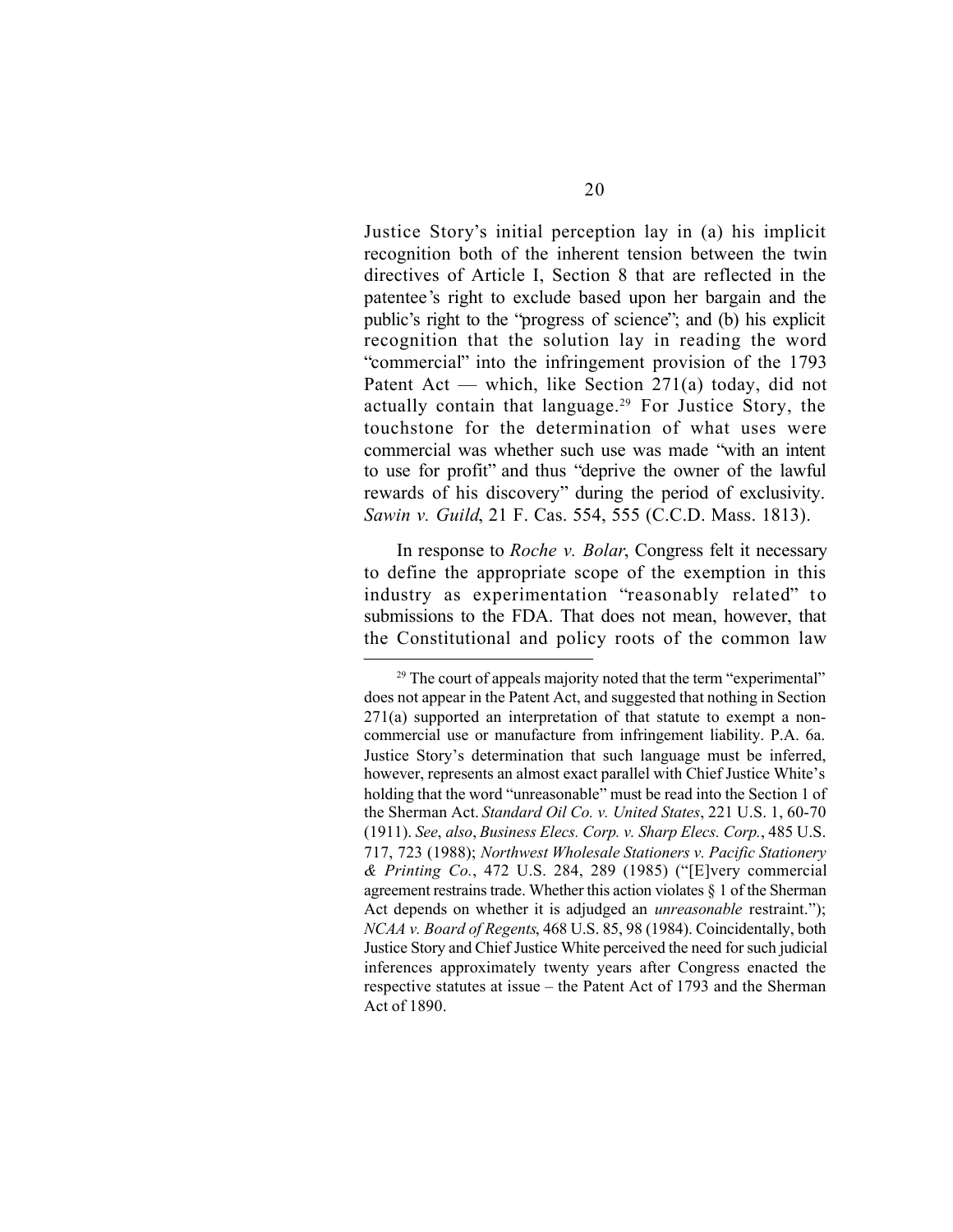Justice Story's initial perception lay in (a) his implicit recognition both of the inherent tension between the twin directives of Article I, Section 8 that are reflected in the patentee's right to exclude based upon her bargain and the public's right to the "progress of science"; and (b) his explicit recognition that the solution lay in reading the word "commercial" into the infringement provision of the 1793 Patent Act — which, like Section 271(a) today, did not actually contain that language.[29] For Justice Story, the touchstone for the determination of what uses were commercial was whether such use was made "with an intent to use for profit" and thus "deprive the owner of the lawful rewards of his discovery" during the period of exclusivity. *Sawin v. Guild*, 21 F. Cas. 554, 555 (C.C.D. Mass. 1813).

In response to *Roche v. Bolar*, Congress felt it necessary to define the appropriate scope of the exemption in this industry as experimentation "reasonably related" to submissions to the FDA. That does not mean, however, that the Constitutional and policy roots of the common law

---

[29] The court of appeals majority noted that the term "experimental" does not appear in the Patent Act, and suggested that nothing in Section 271(a) supported an interpretation of that statute to exempt a non-commercial use or manufacture from infringement liability. P.A. 6a. Justice Story's determination that such language must be inferred, however, represents an almost exact parallel with Chief Justice White's holding that the word "unreasonable" must be read into the Section 1 of the Sherman Act. *Standard Oil Co. v. United States*, 221 U.S. 1, 60-70 (1911). *See*, *also*, *Business Elecs. Corp. v. Sharp Elecs. Corp.*, 485 U.S. 717, 723 (1988); *Northwest Wholesale Stationers v. Pacific Stationery & Printing Co.*, 472 U.S. 284, 289 (1985) ("[E]very commercial agreement restrains trade. Whether this action violates § 1 of the Sherman Act depends on whether it is adjudged an *unreasonable* restraint."); *NCAA v. Board of Regents*, 468 U.S. 85, 98 (1984). Coincidentally, both Justice Story and Chief Justice White perceived the need for such judicial inferences approximately twenty years after Congress enacted the respective statutes at issue – the Patent Act of 1793 and the Sherman Act of 1890.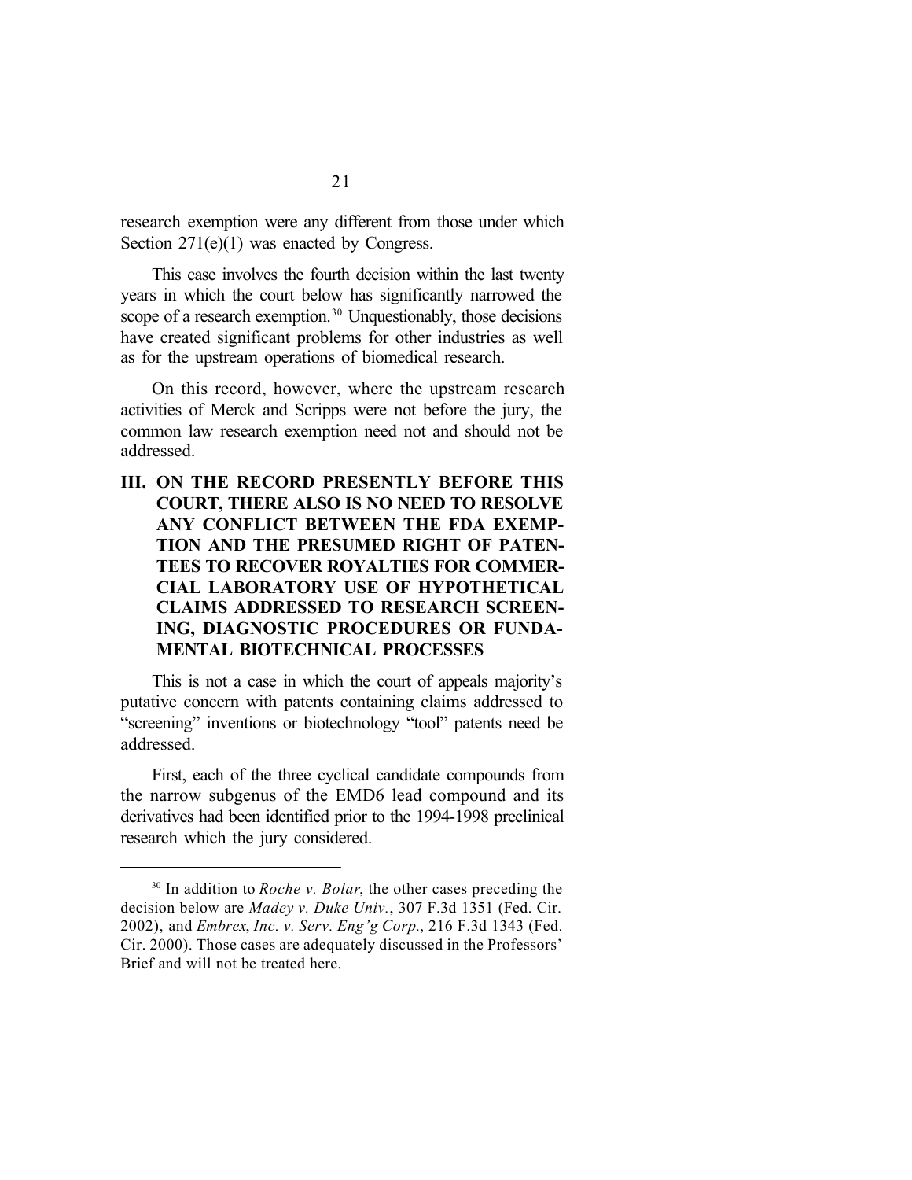research exemption were any different from those under which Section 271(e)(1) was enacted by Congress.

This case involves the fourth decision within the last twenty years in which the court below has significantly narrowed the scope of a research exemption.[30] Unquestionably, those decisions have created significant problems for other industries as well as for the upstream operations of biomedical research.

On this record, however, where the upstream research activities of Merck and Scripps were not before the jury, the common law research exemption need not and should not be addressed.

## III. ON THE RECORD PRESENTLY BEFORE THIS COURT, THERE ALSO IS NO NEED TO RESOLVE ANY CONFLICT BETWEEN THE FDA EXEMPTION AND THE PRESUMED RIGHT OF PATENTEES TO RECOVER ROYALTIES FOR COMMERCIAL LABORATORY USE OF HYPOTHETICAL CLAIMS ADDRESSED TO RESEARCH SCREENING, DIAGNOSTIC PROCEDURES OR FUNDAMENTAL BIOTECHNICAL PROCESSES

This is not a case in which the court of appeals majority's putative concern with patents containing claims addressed to "screening" inventions or biotechnology "tool" patents need be addressed.

First, each of the three cyclical candidate compounds from the narrow subgenus of the EMD6 lead compound and its derivatives had been identified prior to the 1994-1998 preclinical research which the jury considered.

---

[30] In addition to *Roche v. Bolar*, the other cases preceding the decision below are *Madey v. Duke Univ.*, 307 F.3d 1351 (Fed. Cir. 2002), and *Embrex, Inc. v. Serv. Eng'g Corp.*, 216 F.3d 1343 (Fed. Cir. 2000). Those cases are adequately discussed in the Professors' Brief and will not be treated here.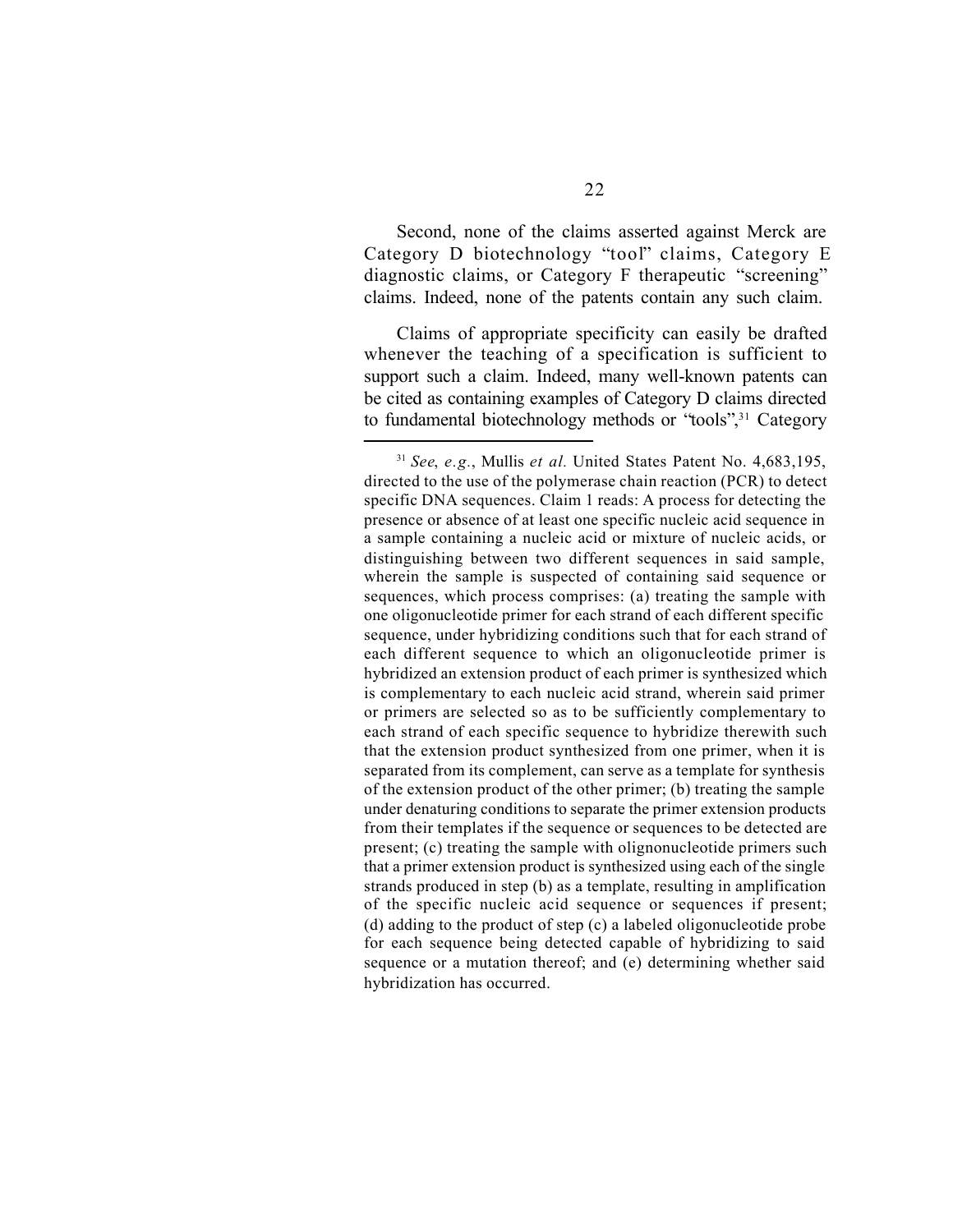Second, none of the claims asserted against Merck are Category D biotechnology "tool" claims, Category E diagnostic claims, or Category F therapeutic "screening" claims. Indeed, none of the patents contain any such claim.

Claims of appropriate specificity can easily be drafted whenever the teaching of a specification is sufficient to support such a claim. Indeed, many well-known patents can be cited as containing examples of Category D claims directed to fundamental biotechnology methods or "tools",[31] Category

---

[31] *See*, *e.g.*, Mullis *et al.* United States Patent No. 4,683,195, directed to the use of the polymerase chain reaction (PCR) to detect specific DNA sequences. Claim 1 reads: A process for detecting the presence or absence of at least one specific nucleic acid sequence in a sample containing a nucleic acid or mixture of nucleic acids, or distinguishing between two different sequences in said sample, wherein the sample is suspected of containing said sequence or sequences, which process comprises: (a) treating the sample with one oligonucleotide primer for each strand of each different specific sequence, under hybridizing conditions such that for each strand of each different sequence to which an oligonucleotide primer is hybridized an extension product of each primer is synthesized which is complementary to each nucleic acid strand, wherein said primer or primers are selected so as to be sufficiently complementary to each strand of each specific sequence to hybridize therewith such that the extension product synthesized from one primer, when it is separated from its complement, can serve as a template for synthesis of the extension product of the other primer; (b) treating the sample under denaturing conditions to separate the primer extension products from their templates if the sequence or sequences to be detected are present; (c) treating the sample with olignonucleotide primers such that a primer extension product is synthesized using each of the single strands produced in step (b) as a template, resulting in amplification of the specific nucleic acid sequence or sequences if present; (d) adding to the product of step (c) a labeled oligonucleotide probe for each sequence being detected capable of hybridizing to said sequence or a mutation thereof; and (e) determining whether said hybridization has occurred.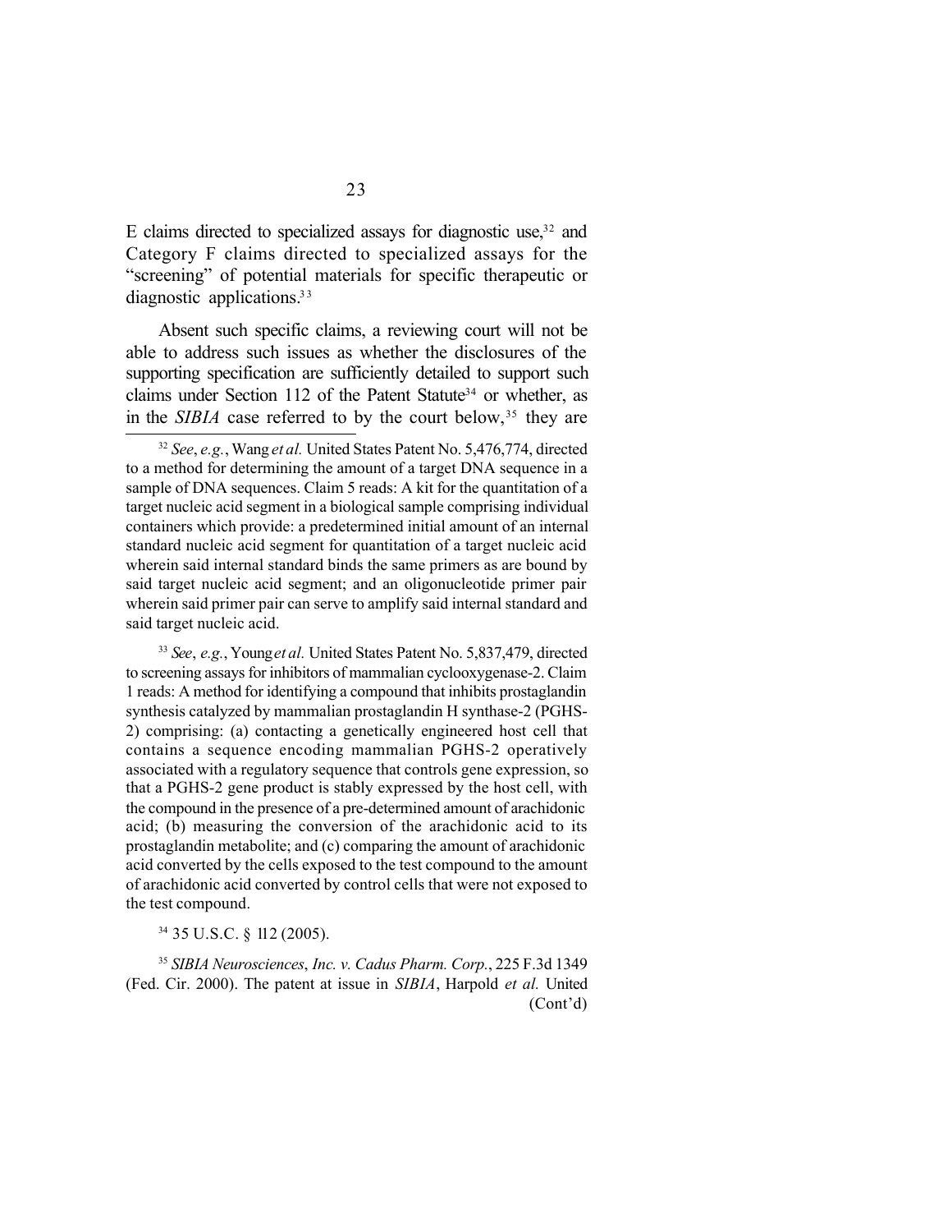E claims directed to specialized assays for diagnostic use,[32] and Category F claims directed to specialized assays for the "screening" of potential materials for specific therapeutic or diagnostic applications.[33]

Absent such specific claims, a reviewing court will not be able to address such issues as whether the disclosures of the supporting specification are sufficiently detailed to support such claims under Section 112 of the Patent Statute[34] or whether, as in the *SIBIA* case referred to by the court below,[35] they are

---

[32] *See*, *e.g.*, Wang *et al.* United States Patent No. 5,476,774, directed to a method for determining the amount of a target DNA sequence in a sample of DNA sequences. Claim 5 reads: A kit for the quantitation of a target nucleic acid segment in a biological sample comprising individual containers which provide: a predetermined initial amount of an internal standard nucleic acid segment for quantitation of a target nucleic acid wherein said internal standard binds the same primers as are bound by said target nucleic acid segment; and an oligonucleotide primer pair wherein said primer pair can serve to amplify said internal standard and said target nucleic acid.

[33] *See*, *e.g.*, Young *et al.* United States Patent No. 5,837,479, directed to screening assays for inhibitors of mammalian cyclooxygenase-2. Claim 1 reads: A method for identifying a compound that inhibits prostaglandin synthesis catalyzed by mammalian prostaglandin H synthase-2 (PGHS-2) comprising: (a) contacting a genetically engineered host cell that contains a sequence encoding mammalian PGHS-2 operatively associated with a regulatory sequence that controls gene expression, so that a PGHS-2 gene product is stably expressed by the host cell, with the compound in the presence of a pre-determined amount of arachidonic acid; (b) measuring the conversion of the arachidonic acid to its prostaglandin metabolite; and (c) comparing the amount of arachidonic acid converted by the cells exposed to the test compound to the amount of arachidonic acid converted by control cells that were not exposed to the test compound.

[34] 35 U.S.C. § 112 (2005).

[35] *SIBIA Neurosciences*, *Inc. v. Cadus Pharm. Corp.*, 225 F.3d 1349 (Fed. Cir. 2000). The patent at issue in *SIBIA*, Harpold *et al.* United (Cont'd)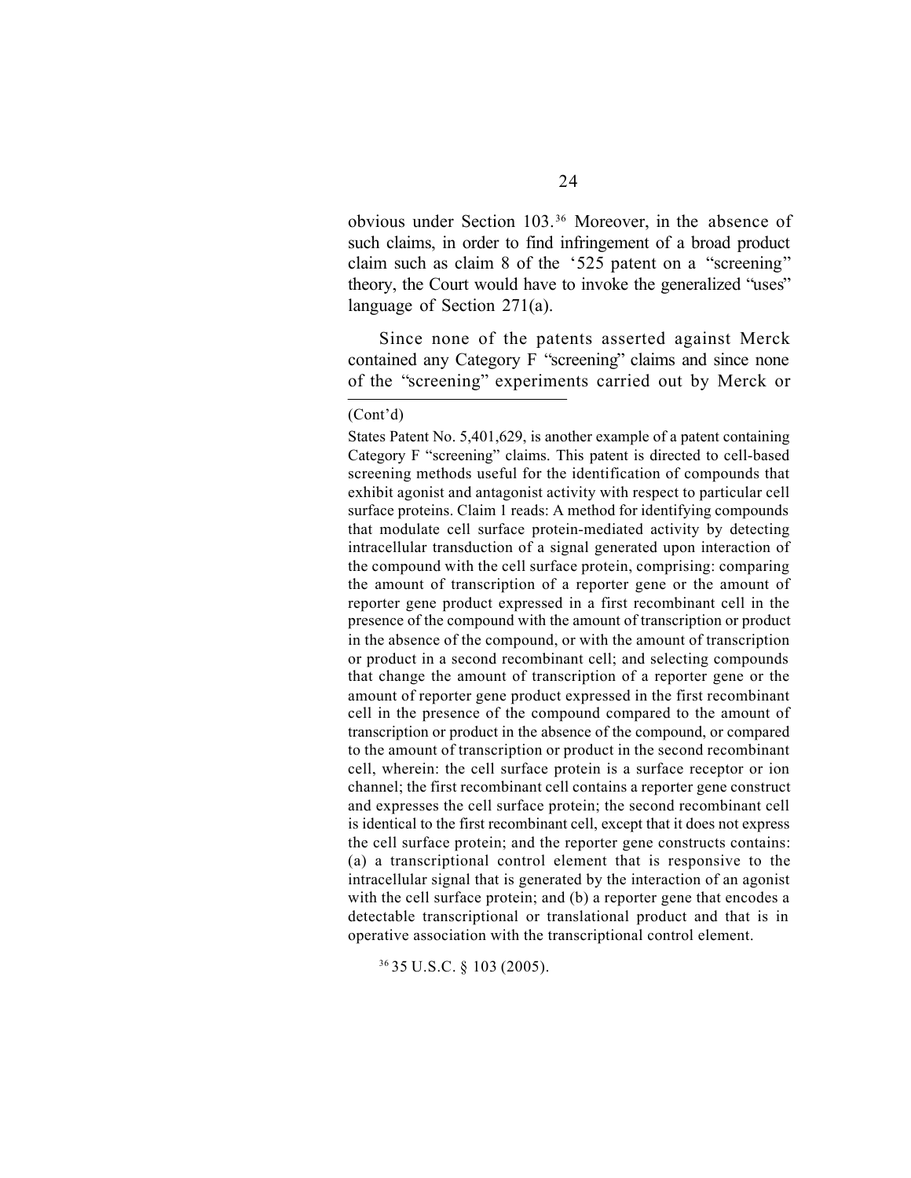obvious under Section 103.[36] Moreover, in the absence of such claims, in order to find infringement of a broad product claim such as claim 8 of the '525 patent on a "screening" theory, the Court would have to invoke the generalized "uses" language of Section 271(a).

Since none of the patents asserted against Merck contained any Category F "screening" claims and since none of the "screening" experiments carried out by Merck or

---

(Cont'd)

States Patent No. 5,401,629, is another example of a patent containing Category F "screening" claims. This patent is directed to cell-based screening methods useful for the identification of compounds that exhibit agonist and antagonist activity with respect to particular cell surface proteins. Claim 1 reads: A method for identifying compounds that modulate cell surface protein-mediated activity by detecting intracellular transduction of a signal generated upon interaction of the compound with the cell surface protein, comprising: comparing the amount of transcription of a reporter gene or the amount of reporter gene product expressed in a first recombinant cell in the presence of the compound with the amount of transcription or product in the absence of the compound, or with the amount of transcription or product in a second recombinant cell; and selecting compounds that change the amount of transcription of a reporter gene or the amount of reporter gene product expressed in the first recombinant cell in the presence of the compound compared to the amount of transcription or product in the absence of the compound, or compared to the amount of transcription or product in the second recombinant cell, wherein: the cell surface protein is a surface receptor or ion channel; the first recombinant cell contains a reporter gene construct and expresses the cell surface protein; the second recombinant cell is identical to the first recombinant cell, except that it does not express the cell surface protein; and the reporter gene constructs contains: (a) a transcriptional control element that is responsive to the intracellular signal that is generated by the interaction of an agonist with the cell surface protein; and (b) a reporter gene that encodes a detectable transcriptional or translational product and that is in operative association with the transcriptional control element.

[36] 35 U.S.C. § 103 (2005).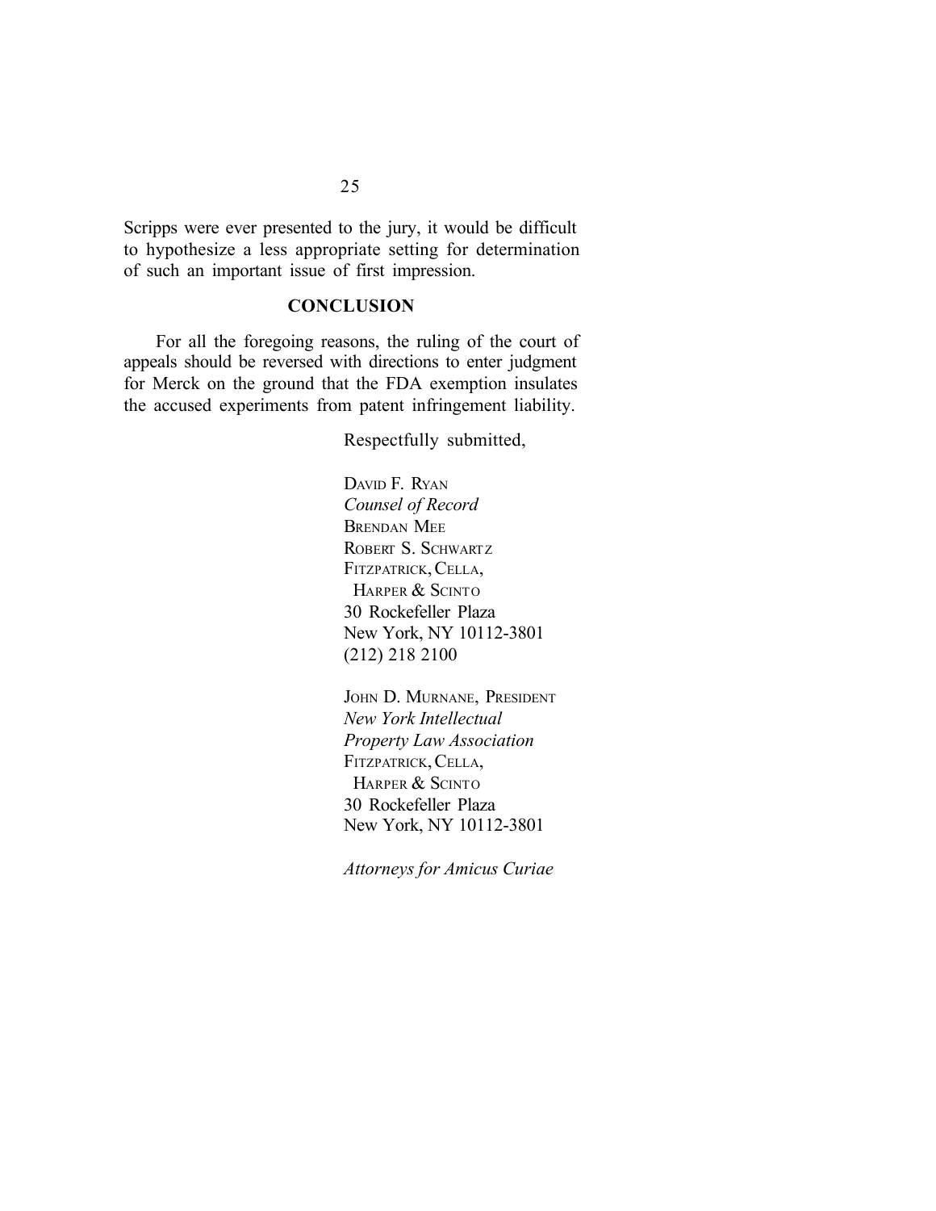Scripps were ever presented to the jury, it would be difficult to hypothesize a less appropriate setting for determination of such an important issue of first impression.

## CONCLUSION

For all the foregoing reasons, the ruling of the court of appeals should be reversed with directions to enter judgment for Merck on the ground that the FDA exemption insulates the accused experiments from patent infringement liability.

Respectfully submitted,

DAVID F. RYAN
*Counsel of Record*
BRENDAN MEE
ROBERT S. SCHWARTZ
FITZPATRICK, CELLA,
HARPER & SCINTO
30 Rockefeller Plaza
New York, NY 10112-3801
(212) 218 2100

JOHN D. MURNANE, PRESIDENT
*New York Intellectual Property Law Association*
FITZPATRICK, CELLA,
HARPER & SCINTO
30 Rockefeller Plaza
New York, NY 10112-3801

*Attorneys for Amicus Curiae*